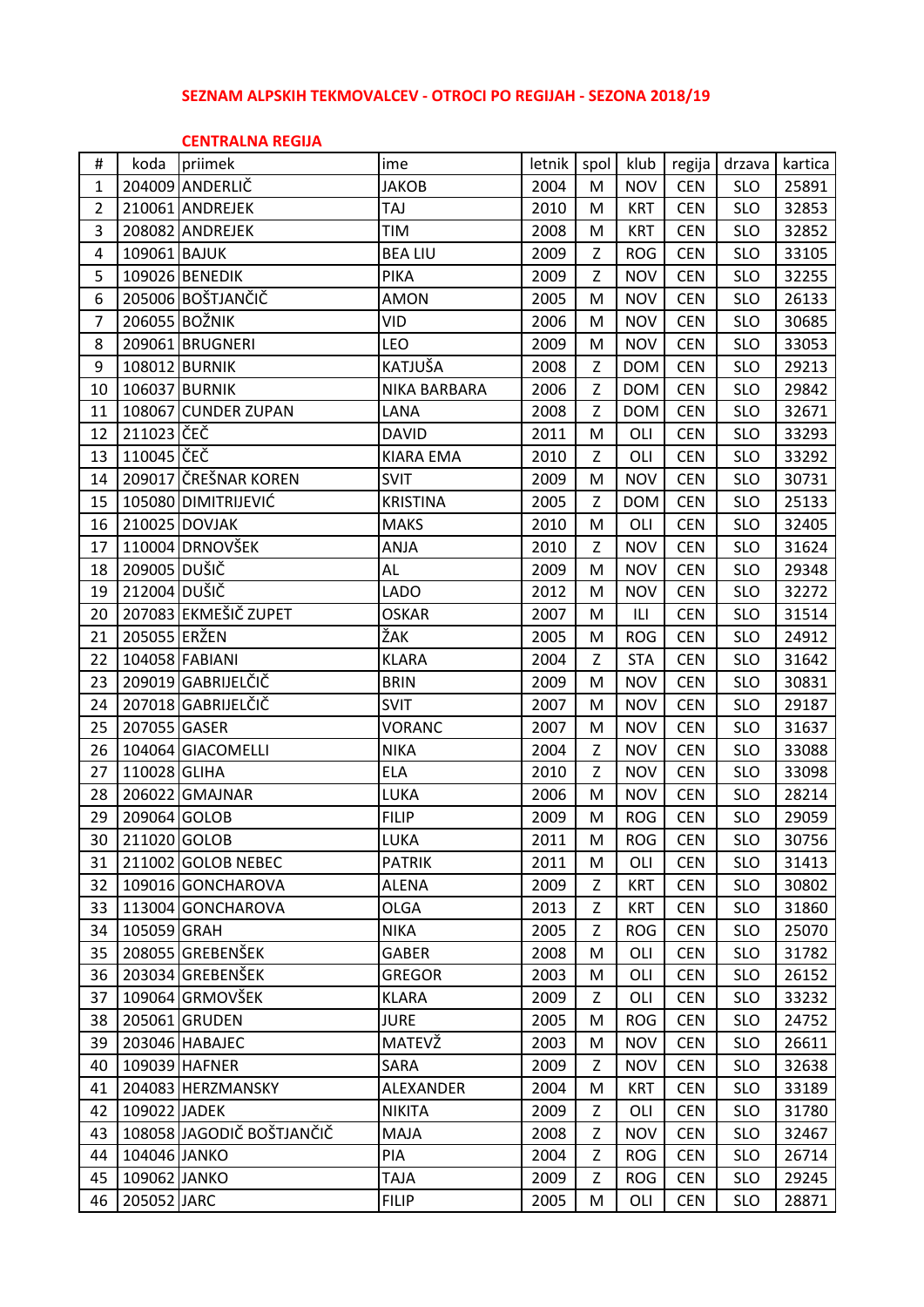## SEZNAM ALPSKIH TEKMOVALCEV - OTROCI PO REGIJAH - SEZONA 2018/19

### CENTRALNA REGIJA

| # | koda | priimek | ime | letnik | spol | klub | regija | drzava | kartica |
|---|---|---|---|---|---|---|---|---|---|
| 1 | 204009 | ANDERLIČ | JAKOB | 2004 | M | NOV | CEN | SLO | 25891 |
| 2 | 210061 | ANDREJEK | TAJ | 2010 | M | KRT | CEN | SLO | 32853 |
| 3 | 208082 | ANDREJEK | TIM | 2008 | M | KRT | CEN | SLO | 32852 |
| 4 | 109061 | BAJUK | BEA LIU | 2009 | Z | ROG | CEN | SLO | 33105 |
| 5 | 109026 | BENEDIK | PIKA | 2009 | Z | NOV | CEN | SLO | 32255 |
| 6 | 205006 | BOŠTJANČIČ | AMON | 2005 | M | NOV | CEN | SLO | 26133 |
| 7 | 206055 | BOŽNIK | VID | 2006 | M | NOV | CEN | SLO | 30685 |
| 8 | 209061 | BRUGNERI | LEO | 2009 | M | NOV | CEN | SLO | 33053 |
| 9 | 108012 | BURNIK | KATJUŠA | 2008 | Z | DOM | CEN | SLO | 29213 |
| 10 | 106037 | BURNIK | NIKA BARBARA | 2006 | Z | DOM | CEN | SLO | 29842 |
| 11 | 108067 | CUNDER ZUPAN | LANA | 2008 | Z | DOM | CEN | SLO | 32671 |
| 12 | 211023 | ČEČ | DAVID | 2011 | M | OLI | CEN | SLO | 33293 |
| 13 | 110045 | ČEČ | KIARA EMA | 2010 | Z | OLI | CEN | SLO | 33292 |
| 14 | 209017 | ČREŠNAR KOREN | SVIT | 2009 | M | NOV | CEN | SLO | 30731 |
| 15 | 105080 | DIMITRIJEVIĆ | KRISTINA | 2005 | Z | DOM | CEN | SLO | 25133 |
| 16 | 210025 | DOVJAK | MAKS | 2010 | M | OLI | CEN | SLO | 32405 |
| 17 | 110004 | DRNOVŠEK | ANJA | 2010 | Z | NOV | CEN | SLO | 31624 |
| 18 | 209005 | DUŠIČ | AL | 2009 | M | NOV | CEN | SLO | 29348 |
| 19 | 212004 | DUŠIČ | LADO | 2012 | M | NOV | CEN | SLO | 32272 |
| 20 | 207083 | EKMEŠIČ ZUPET | OSKAR | 2007 | M | ILI | CEN | SLO | 31514 |
| 21 | 205055 | ERŽEN | ŽAK | 2005 | M | ROG | CEN | SLO | 24912 |
| 22 | 104058 | FABIANI | KLARA | 2004 | Z | STA | CEN | SLO | 31642 |
| 23 | 209019 | GABRIJELČIČ | BRIN | 2009 | M | NOV | CEN | SLO | 30831 |
| 24 | 207018 | GABRIJELČIČ | SVIT | 2007 | M | NOV | CEN | SLO | 29187 |
| 25 | 207055 | GASER | VORANC | 2007 | M | NOV | CEN | SLO | 31637 |
| 26 | 104064 | GIACOMELLI | NIKA | 2004 | Z | NOV | CEN | SLO | 33088 |
| 27 | 110028 | GLIHA | ELA | 2010 | Z | NOV | CEN | SLO | 33098 |
| 28 | 206022 | GMAJNAR | LUKA | 2006 | M | NOV | CEN | SLO | 28214 |
| 29 | 209064 | GOLOB | FILIP | 2009 | M | ROG | CEN | SLO | 29059 |
| 30 | 211020 | GOLOB | LUKA | 2011 | M | ROG | CEN | SLO | 30756 |
| 31 | 211002 | GOLOB NEBEC | PATRIK | 2011 | M | OLI | CEN | SLO | 31413 |
| 32 | 109016 | GONCHAROVA | ALENA | 2009 | Z | KRT | CEN | SLO | 30802 |
| 33 | 113004 | GONCHAROVA | OLGA | 2013 | Z | KRT | CEN | SLO | 31860 |
| 34 | 105059 | GRAH | NIKA | 2005 | Z | ROG | CEN | SLO | 25070 |
| 35 | 208055 | GREBENŠEK | GABER | 2008 | M | OLI | CEN | SLO | 31782 |
| 36 | 203034 | GREBENŠEK | GREGOR | 2003 | M | OLI | CEN | SLO | 26152 |
| 37 | 109064 | GRMOVŠEK | KLARA | 2009 | Z | OLI | CEN | SLO | 33232 |
| 38 | 205061 | GRUDEN | JURE | 2005 | M | ROG | CEN | SLO | 24752 |
| 39 | 203046 | HABAJEC | MATEVŽ | 2003 | M | NOV | CEN | SLO | 26611 |
| 40 | 109039 | HAFNER | SARA | 2009 | Z | NOV | CEN | SLO | 32638 |
| 41 | 204083 | HERZMANSKY | ALEXANDER | 2004 | M | KRT | CEN | SLO | 33189 |
| 42 | 109022 | JADEK | NIKITA | 2009 | Z | OLI | CEN | SLO | 31780 |
| 43 | 108058 | JAGODIČ BOŠTJANČIČ | MAJA | 2008 | Z | NOV | CEN | SLO | 32467 |
| 44 | 104046 | JANKO | PIA | 2004 | Z | ROG | CEN | SLO | 26714 |
| 45 | 109062 | JANKO | TAJA | 2009 | Z | ROG | CEN | SLO | 29245 |
| 46 | 205052 | JARC | FILIP | 2005 | M | OLI | CEN | SLO | 28871 |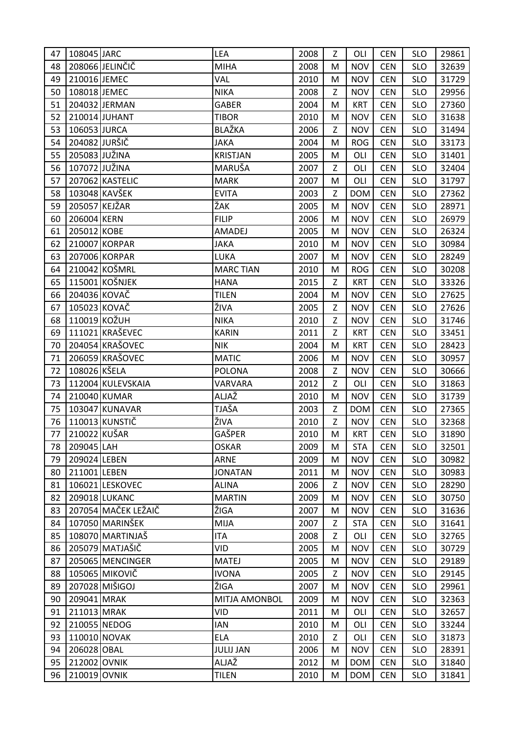| 47 | 108045 | JARC | LEA | 2008 | Z | OLI | CEN | SLO | 29861 |
|---|---|---|---|---|---|---|---|---|---|
| 48 | 208066 | JELINČIČ | MIHA | 2008 | M | NOV | CEN | SLO | 32639 |
| 49 | 210016 | JEMEC | VAL | 2010 | M | NOV | CEN | SLO | 31729 |
| 50 | 108018 | JEMEC | NIKA | 2008 | Z | NOV | CEN | SLO | 29956 |
| 51 | 204032 | JERMAN | GABER | 2004 | M | KRT | CEN | SLO | 27360 |
| 52 | 210014 | JUHANT | TIBOR | 2010 | M | NOV | CEN | SLO | 31638 |
| 53 | 106053 | JURCA | BLAŽKA | 2006 | Z | NOV | CEN | SLO | 31494 |
| 54 | 204082 | JURŠIČ | JAKA | 2004 | M | ROG | CEN | SLO | 33173 |
| 55 | 205083 | JUŽINA | KRISTJAN | 2005 | M | OLI | CEN | SLO | 31401 |
| 56 | 107072 | JUŽINA | MARUŠA | 2007 | Z | OLI | CEN | SLO | 32404 |
| 57 | 207062 | KASTELIC | MARK | 2007 | M | OLI | CEN | SLO | 31797 |
| 58 | 103048 | KAVŠEK | EVITA | 2003 | Z | DOM | CEN | SLO | 27362 |
| 59 | 205057 | KEJŽAR | ŽAK | 2005 | M | NOV | CEN | SLO | 28971 |
| 60 | 206004 | KERN | FILIP | 2006 | M | NOV | CEN | SLO | 26979 |
| 61 | 205012 | KOBE | AMADEJ | 2005 | M | NOV | CEN | SLO | 26324 |
| 62 | 210007 | KORPAR | JAKA | 2010 | M | NOV | CEN | SLO | 30984 |
| 63 | 207006 | KORPAR | LUKA | 2007 | M | NOV | CEN | SLO | 28249 |
| 64 | 210042 | KOŠMRL | MARC TIAN | 2010 | M | ROG | CEN | SLO | 30208 |
| 65 | 115001 | KOŠNJEK | HANA | 2015 | Z | KRT | CEN | SLO | 33326 |
| 66 | 204036 | KOVAČ | TILEN | 2004 | M | NOV | CEN | SLO | 27625 |
| 67 | 105023 | KOVAČ | ŽIVA | 2005 | Z | NOV | CEN | SLO | 27626 |
| 68 | 110019 | KOŽUH | NIKA | 2010 | Z | NOV | CEN | SLO | 31746 |
| 69 | 111021 | KRAŠEVEC | KARIN | 2011 | Z | KRT | CEN | SLO | 33451 |
| 70 | 204054 | KRAŠOVEC | NIK | 2004 | M | KRT | CEN | SLO | 28423 |
| 71 | 206059 | KRAŠOVEC | MATIC | 2006 | M | NOV | CEN | SLO | 30957 |
| 72 | 108026 | KŠELA | POLONA | 2008 | Z | NOV | CEN | SLO | 30666 |
| 73 | 112004 | KULEVSKAIA | VARVARA | 2012 | Z | OLI | CEN | SLO | 31863 |
| 74 | 210040 | KUMAR | ALJAŽ | 2010 | M | NOV | CEN | SLO | 31739 |
| 75 | 103047 | KUNAVAR | TJAŠA | 2003 | Z | DOM | CEN | SLO | 27365 |
| 76 | 110013 | KUNSTIČ | ŽIVA | 2010 | Z | NOV | CEN | SLO | 32368 |
| 77 | 210022 | KUŠAR | GAŠPER | 2010 | M | KRT | CEN | SLO | 31890 |
| 78 | 209045 | LAH | OSKAR | 2009 | M | STA | CEN | SLO | 32501 |
| 79 | 209024 | LEBEN | ARNE | 2009 | M | NOV | CEN | SLO | 30982 |
| 80 | 211001 | LEBEN | JONATAN | 2011 | M | NOV | CEN | SLO | 30983 |
| 81 | 106021 | LESKOVEC | ALINA | 2006 | Z | NOV | CEN | SLO | 28290 |
| 82 | 209018 | LUKANC | MARTIN | 2009 | M | NOV | CEN | SLO | 30750 |
| 83 | 207054 | MAČEK LEŽAIČ | ŽIGA | 2007 | M | NOV | CEN | SLO | 31636 |
| 84 | 107050 | MARINŠEK | MIJA | 2007 | Z | STA | CEN | SLO | 31641 |
| 85 | 108070 | MARTINJAŠ | ITA | 2008 | Z | OLI | CEN | SLO | 32765 |
| 86 | 205079 | MATJAŠIČ | VID | 2005 | M | NOV | CEN | SLO | 30729 |
| 87 | 205065 | MENCINGER | MATEJ | 2005 | M | NOV | CEN | SLO | 29189 |
| 88 | 105065 | MIKOVIČ | IVONA | 2005 | Z | NOV | CEN | SLO | 29145 |
| 89 | 207028 | MIŠIGOJ | ŽIGA | 2007 | M | NOV | CEN | SLO | 29961 |
| 90 | 209041 | MRAK | MITJA AMONBOL | 2009 | M | NOV | CEN | SLO | 32363 |
| 91 | 211013 | MRAK | VID | 2011 | M | OLI | CEN | SLO | 32657 |
| 92 | 210055 | NEDOG | IAN | 2010 | M | OLI | CEN | SLO | 33244 |
| 93 | 110010 | NOVAK | ELA | 2010 | Z | OLI | CEN | SLO | 31873 |
| 94 | 206028 | OBAL | JULIJ JAN | 2006 | M | NOV | CEN | SLO | 28391 |
| 95 | 212002 | OVNIK | ALJAŽ | 2012 | M | DOM | CEN | SLO | 31840 |
| 96 | 210019 | OVNIK | TILEN | 2010 | M | DOM | CEN | SLO | 31841 |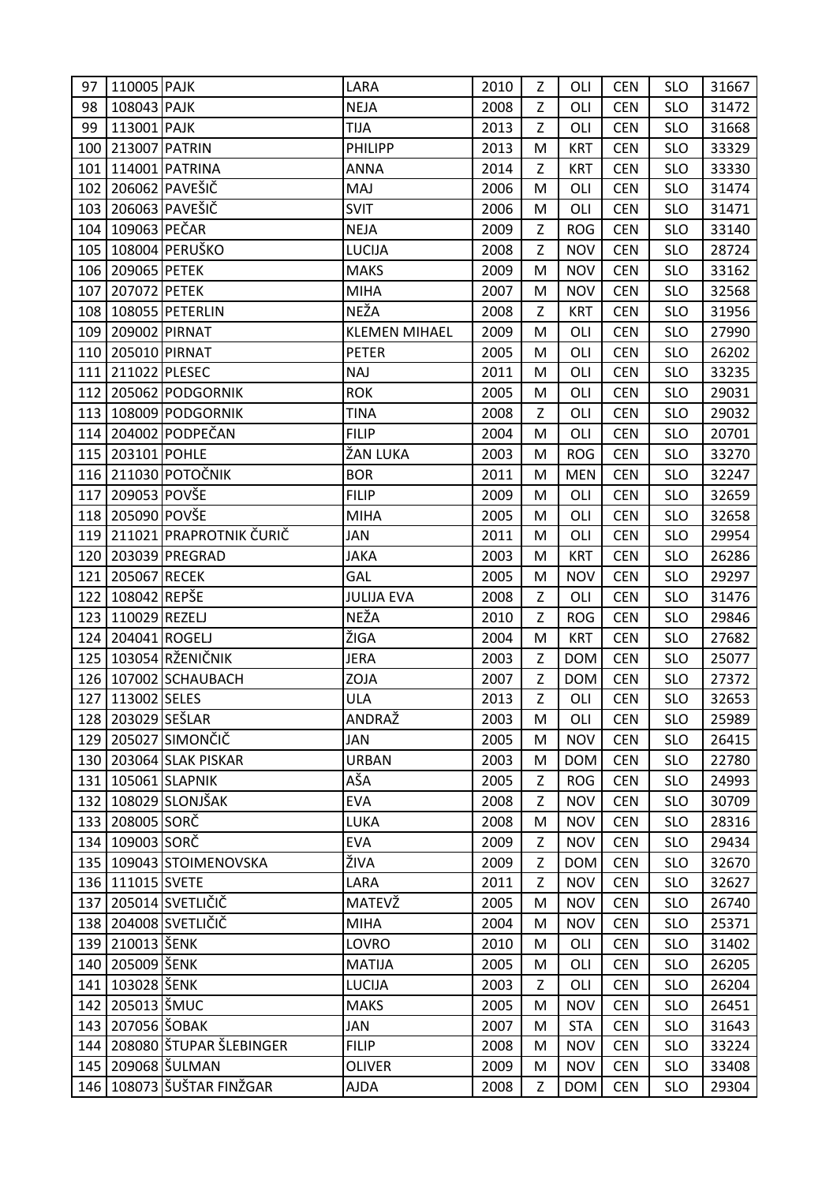| | | | | | | | | | |
|---|---|---|---|---|---|---|---|---|---|
| 97 | 110005 | PAJK | LARA | 2010 | Z | OLI | CEN | SLO | 31667 |
| 98 | 108043 | PAJK | NEJA | 2008 | Z | OLI | CEN | SLO | 31472 |
| 99 | 113001 | PAJK | TIJA | 2013 | Z | OLI | CEN | SLO | 31668 |
| 100 | 213007 | PATRIN | PHILIPP | 2013 | M | KRT | CEN | SLO | 33329 |
| 101 | 114001 | PATRINA | ANNA | 2014 | Z | KRT | CEN | SLO | 33330 |
| 102 | 206062 | PAVEŠIČ | MAJ | 2006 | M | OLI | CEN | SLO | 31474 |
| 103 | 206063 | PAVEŠIČ | SVIT | 2006 | M | OLI | CEN | SLO | 31471 |
| 104 | 109063 | PEČAR | NEJA | 2009 | Z | ROG | CEN | SLO | 33140 |
| 105 | 108004 | PERUŠKO | LUCIJA | 2008 | Z | NOV | CEN | SLO | 28724 |
| 106 | 209065 | PETEK | MAKS | 2009 | M | NOV | CEN | SLO | 33162 |
| 107 | 207072 | PETEK | MIHA | 2007 | M | NOV | CEN | SLO | 32568 |
| 108 | 108055 | PETERLIN | NEŽA | 2008 | Z | KRT | CEN | SLO | 31956 |
| 109 | 209002 | PIRNAT | KLEMEN MIHAEL | 2009 | M | OLI | CEN | SLO | 27990 |
| 110 | 205010 | PIRNAT | PETER | 2005 | M | OLI | CEN | SLO | 26202 |
| 111 | 211022 | PLESEC | NAJ | 2011 | M | OLI | CEN | SLO | 33235 |
| 112 | 205062 | PODGORNIK | ROK | 2005 | M | OLI | CEN | SLO | 29031 |
| 113 | 108009 | PODGORNIK | TINA | 2008 | Z | OLI | CEN | SLO | 29032 |
| 114 | 204002 | PODPEČAN | FILIP | 2004 | M | OLI | CEN | SLO | 20701 |
| 115 | 203101 | POHLE | ŽAN LUKA | 2003 | M | ROG | CEN | SLO | 33270 |
| 116 | 211030 | POTOČNIK | BOR | 2011 | M | MEN | CEN | SLO | 32247 |
| 117 | 209053 | POVŠE | FILIP | 2009 | M | OLI | CEN | SLO | 32659 |
| 118 | 205090 | POVŠE | MIHA | 2005 | M | OLI | CEN | SLO | 32658 |
| 119 | 211021 | PRAPROTNIK ČURIČ | JAN | 2011 | M | OLI | CEN | SLO | 29954 |
| 120 | 203039 | PREGRAD | JAKA | 2003 | M | KRT | CEN | SLO | 26286 |
| 121 | 205067 | RECEK | GAL | 2005 | M | NOV | CEN | SLO | 29297 |
| 122 | 108042 | REPŠE | JULIJA EVA | 2008 | Z | OLI | CEN | SLO | 31476 |
| 123 | 110029 | REZELJ | NEŽA | 2010 | Z | ROG | CEN | SLO | 29846 |
| 124 | 204041 | ROGELJ | ŽIGA | 2004 | M | KRT | CEN | SLO | 27682 |
| 125 | 103054 | RŽENIČNIK | JERA | 2003 | Z | DOM | CEN | SLO | 25077 |
| 126 | 107002 | SCHAUBACH | ZOJA | 2007 | Z | DOM | CEN | SLO | 27372 |
| 127 | 113002 | SELES | ULA | 2013 | Z | OLI | CEN | SLO | 32653 |
| 128 | 203029 | SEŠLAR | ANDRAŽ | 2003 | M | OLI | CEN | SLO | 25989 |
| 129 | 205027 | SIMONČIČ | JAN | 2005 | M | NOV | CEN | SLO | 26415 |
| 130 | 203064 | SLAK PISKAR | URBAN | 2003 | M | DOM | CEN | SLO | 22780 |
| 131 | 105061 | SLAPNIK | AŠA | 2005 | Z | ROG | CEN | SLO | 24993 |
| 132 | 108029 | SLONJŠAK | EVA | 2008 | Z | NOV | CEN | SLO | 30709 |
| 133 | 208005 | SORČ | LUKA | 2008 | M | NOV | CEN | SLO | 28316 |
| 134 | 109003 | SORČ | EVA | 2009 | Z | NOV | CEN | SLO | 29434 |
| 135 | 109043 | STOIMENOVSKA | ŽIVA | 2009 | Z | DOM | CEN | SLO | 32670 |
| 136 | 111015 | SVETE | LARA | 2011 | Z | NOV | CEN | SLO | 32627 |
| 137 | 205014 | SVETLIČIČ | MATEVŽ | 2005 | M | NOV | CEN | SLO | 26740 |
| 138 | 204008 | SVETLIČIČ | MIHA | 2004 | M | NOV | CEN | SLO | 25371 |
| 139 | 210013 | ŠENK | LOVRO | 2010 | M | OLI | CEN | SLO | 31402 |
| 140 | 205009 | ŠENK | MATIJA | 2005 | M | OLI | CEN | SLO | 26205 |
| 141 | 103028 | ŠENK | LUCIJA | 2003 | Z | OLI | CEN | SLO | 26204 |
| 142 | 205013 | ŠMUC | MAKS | 2005 | M | NOV | CEN | SLO | 26451 |
| 143 | 207056 | ŠOBAK | JAN | 2007 | M | STA | CEN | SLO | 31643 |
| 144 | 208080 | ŠTUPAR ŠLEBINGER | FILIP | 2008 | M | NOV | CEN | SLO | 33224 |
| 145 | 209068 | ŠULMAN | OLIVER | 2009 | M | NOV | CEN | SLO | 33408 |
| 146 | 108073 | ŠUŠTAR FINŽGAR | AJDA | 2008 | Z | DOM | CEN | SLO | 29304 |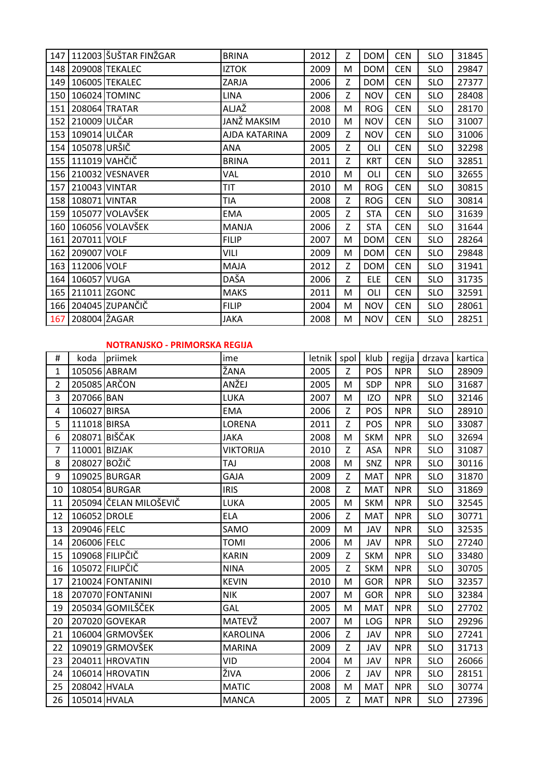| # | koda | priimek | ime | letnik | spol | klub | regija | drzava | kartica |
|---|---|---|---|---|---|---|---|---|---|
| 147 | 112003 | ŠUŠTAR FINŽGAR | BRINA | 2012 | Z | DOM | CEN | SLO | 31845 |
| 148 | 209008 | TEKALEC | IZTOK | 2009 | M | DOM | CEN | SLO | 29847 |
| 149 | 106005 | TEKALEC | ZARJA | 2006 | Z | DOM | CEN | SLO | 27377 |
| 150 | 106024 | TOMINC | LINA | 2006 | Z | NOV | CEN | SLO | 28408 |
| 151 | 208064 | TRATAR | ALJAŽ | 2008 | M | ROG | CEN | SLO | 28170 |
| 152 | 210009 | ULČAR | JANŽ MAKSIM | 2010 | M | NOV | CEN | SLO | 31007 |
| 153 | 109014 | ULČAR | AJDA KATARINA | 2009 | Z | NOV | CEN | SLO | 31006 |
| 154 | 105078 | URŠIČ | ANA | 2005 | Z | OLI | CEN | SLO | 32298 |
| 155 | 111019 | VAHČIČ | BRINA | 2011 | Z | KRT | CEN | SLO | 32851 |
| 156 | 210032 | VESNAVER | VAL | 2010 | M | OLI | CEN | SLO | 32655 |
| 157 | 210043 | VINTAR | TIT | 2010 | M | ROG | CEN | SLO | 30815 |
| 158 | 108071 | VINTAR | TIA | 2008 | Z | ROG | CEN | SLO | 30814 |
| 159 | 105077 | VOLAVŠEK | EMA | 2005 | Z | STA | CEN | SLO | 31639 |
| 160 | 106056 | VOLAVŠEK | MANJA | 2006 | Z | STA | CEN | SLO | 31644 |
| 161 | 207011 | VOLF | FILIP | 2007 | M | DOM | CEN | SLO | 28264 |
| 162 | 209007 | VOLF | VILI | 2009 | M | DOM | CEN | SLO | 29848 |
| 163 | 112006 | VOLF | MAJA | 2012 | Z | DOM | CEN | SLO | 31941 |
| 164 | 106057 | VUGA | DAŠA | 2006 | Z | ELE | CEN | SLO | 31735 |
| 165 | 211011 | ZGONC | MAKS | 2011 | M | OLI | CEN | SLO | 32591 |
| 166 | 204045 | ZUPANČIČ | FILIP | 2004 | M | NOV | CEN | SLO | 28061 |
| 167 | 208004 | ŽAGAR | JAKA | 2008 | M | NOV | CEN | SLO | 28251 |

**NOTRANJSKO - PRIMORSKA REGIJA**

| # | koda | priimek | ime | letnik | spol | klub | regija | drzava | kartica |
|---|---|---|---|---|---|---|---|---|---|
| 1 | 105056 | ABRAM | ŽANA | 2005 | Z | POS | NPR | SLO | 28909 |
| 2 | 205085 | ARČON | ANŽEJ | 2005 | M | SDP | NPR | SLO | 31687 |
| 3 | 207066 | BAN | LUKA | 2007 | M | IZO | NPR | SLO | 32146 |
| 4 | 106027 | BIRSA | EMA | 2006 | Z | POS | NPR | SLO | 28910 |
| 5 | 111018 | BIRSA | LORENA | 2011 | Z | POS | NPR | SLO | 33087 |
| 6 | 208071 | BIŠČAK | JAKA | 2008 | M | SKM | NPR | SLO | 32694 |
| 7 | 110001 | BIZJAK | VIKTORIJA | 2010 | Z | ASA | NPR | SLO | 31087 |
| 8 | 208027 | BOŽIČ | TAJ | 2008 | M | SNZ | NPR | SLO | 30116 |
| 9 | 109025 | BURGAR | GAJA | 2009 | Z | MAT | NPR | SLO | 31870 |
| 10 | 108054 | BURGAR | IRIS | 2008 | Z | MAT | NPR | SLO | 31869 |
| 11 | 205094 | ČELAN MILOŠEVIČ | LUKA | 2005 | M | SKM | NPR | SLO | 32545 |
| 12 | 106052 | DROLE | ELA | 2006 | Z | MAT | NPR | SLO | 30771 |
| 13 | 209046 | FELC | SAMO | 2009 | M | JAV | NPR | SLO | 32535 |
| 14 | 206006 | FELC | TOMI | 2006 | M | JAV | NPR | SLO | 27240 |
| 15 | 109068 | FILIPČIČ | KARIN | 2009 | Z | SKM | NPR | SLO | 33480 |
| 16 | 105072 | FILIPČIČ | NINA | 2005 | Z | SKM | NPR | SLO | 30705 |
| 17 | 210024 | FONTANINI | KEVIN | 2010 | M | GOR | NPR | SLO | 32357 |
| 18 | 207070 | FONTANINI | NIK | 2007 | M | GOR | NPR | SLO | 32384 |
| 19 | 205034 | GOMILŠČEK | GAL | 2005 | M | MAT | NPR | SLO | 27702 |
| 20 | 207020 | GOVEKAR | MATEVŽ | 2007 | M | LOG | NPR | SLO | 29296 |
| 21 | 106004 | GRMOVŠEK | KAROLINA | 2006 | Z | JAV | NPR | SLO | 27241 |
| 22 | 109019 | GRMOVŠEK | MARINA | 2009 | Z | JAV | NPR | SLO | 31713 |
| 23 | 204011 | HROVATIN | VID | 2004 | M | JAV | NPR | SLO | 26066 |
| 24 | 106014 | HROVATIN | ŽIVA | 2006 | Z | JAV | NPR | SLO | 28151 |
| 25 | 208042 | HVALA | MATIC | 2008 | M | MAT | NPR | SLO | 30774 |
| 26 | 105014 | HVALA | MANCA | 2005 | Z | MAT | NPR | SLO | 27396 |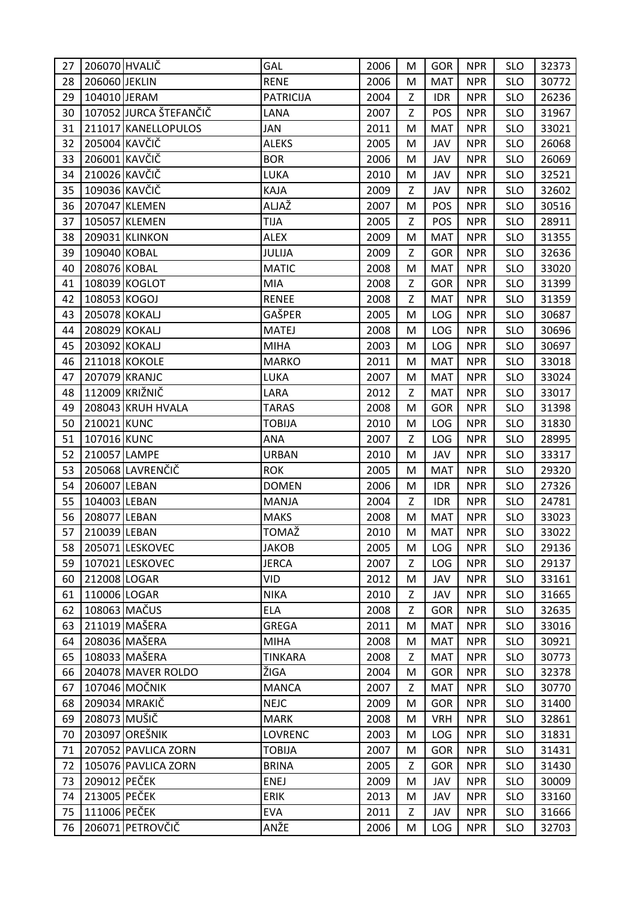| 27 | 206070 | HVALIČ | GAL | 2006 | M | GOR | NPR | SLO | 32373 |
|---|---|---|---|---|---|---|---|---|---|
| 28 | 206060 | JEKLIN | RENE | 2006 | M | MAT | NPR | SLO | 30772 |
| 29 | 104010 | JERAM | PATRICIJA | 2004 | Z | IDR | NPR | SLO | 26236 |
| 30 | 107052 | JURCA ŠTEFANČIČ | LANA | 2007 | Z | POS | NPR | SLO | 31967 |
| 31 | 211017 | KANELLOPULOS | JAN | 2011 | M | MAT | NPR | SLO | 33021 |
| 32 | 205004 | KAVČIČ | ALEKS | 2005 | M | JAV | NPR | SLO | 26068 |
| 33 | 206001 | KAVČIČ | BOR | 2006 | M | JAV | NPR | SLO | 26069 |
| 34 | 210026 | KAVČIČ | LUKA | 2010 | M | JAV | NPR | SLO | 32521 |
| 35 | 109036 | KAVČIČ | KAJA | 2009 | Z | JAV | NPR | SLO | 32602 |
| 36 | 207047 | KLEMEN | ALJAŽ | 2007 | M | POS | NPR | SLO | 30516 |
| 37 | 105057 | KLEMEN | TIJA | 2005 | Z | POS | NPR | SLO | 28911 |
| 38 | 209031 | KLINKON | ALEX | 2009 | M | MAT | NPR | SLO | 31355 |
| 39 | 109040 | KOBAL | JULIJA | 2009 | Z | GOR | NPR | SLO | 32636 |
| 40 | 208076 | KOBAL | MATIC | 2008 | M | MAT | NPR | SLO | 33020 |
| 41 | 108039 | KOGLOT | MIA | 2008 | Z | GOR | NPR | SLO | 31399 |
| 42 | 108053 | KOGOJ | RENEE | 2008 | Z | MAT | NPR | SLO | 31359 |
| 43 | 205078 | KOKALJ | GAŠPER | 2005 | M | LOG | NPR | SLO | 30687 |
| 44 | 208029 | KOKALJ | MATEJ | 2008 | M | LOG | NPR | SLO | 30696 |
| 45 | 203092 | KOKALJ | MIHA | 2003 | M | LOG | NPR | SLO | 30697 |
| 46 | 211018 | KOKOLE | MARKO | 2011 | M | MAT | NPR | SLO | 33018 |
| 47 | 207079 | KRANJC | LUKA | 2007 | M | MAT | NPR | SLO | 33024 |
| 48 | 112009 | KRIŽNIČ | LARA | 2012 | Z | MAT | NPR | SLO | 33017 |
| 49 | 208043 | KRUH HVALA | TARAS | 2008 | M | GOR | NPR | SLO | 31398 |
| 50 | 210021 | KUNC | TOBIJA | 2010 | M | LOG | NPR | SLO | 31830 |
| 51 | 107016 | KUNC | ANA | 2007 | Z | LOG | NPR | SLO | 28995 |
| 52 | 210057 | LAMPE | URBAN | 2010 | M | JAV | NPR | SLO | 33317 |
| 53 | 205068 | LAVRENČIČ | ROK | 2005 | M | MAT | NPR | SLO | 29320 |
| 54 | 206007 | LEBAN | DOMEN | 2006 | M | IDR | NPR | SLO | 27326 |
| 55 | 104003 | LEBAN | MANJA | 2004 | Z | IDR | NPR | SLO | 24781 |
| 56 | 208077 | LEBAN | MAKS | 2008 | M | MAT | NPR | SLO | 33023 |
| 57 | 210039 | LEBAN | TOMAŽ | 2010 | M | MAT | NPR | SLO | 33022 |
| 58 | 205071 | LESKOVEC | JAKOB | 2005 | M | LOG | NPR | SLO | 29136 |
| 59 | 107021 | LESKOVEC | JERCA | 2007 | Z | LOG | NPR | SLO | 29137 |
| 60 | 212008 | LOGAR | VID | 2012 | M | JAV | NPR | SLO | 33161 |
| 61 | 110006 | LOGAR | NIKA | 2010 | Z | JAV | NPR | SLO | 31665 |
| 62 | 108063 | MAČUS | ELA | 2008 | Z | GOR | NPR | SLO | 32635 |
| 63 | 211019 | MAŠERA | GREGA | 2011 | M | MAT | NPR | SLO | 33016 |
| 64 | 208036 | MAŠERA | MIHA | 2008 | M | MAT | NPR | SLO | 30921 |
| 65 | 108033 | MAŠERA | TINKARA | 2008 | Z | MAT | NPR | SLO | 30773 |
| 66 | 204078 | MAVER ROLDO | ŽIGA | 2004 | M | GOR | NPR | SLO | 32378 |
| 67 | 107046 | MOČNIK | MANCA | 2007 | Z | MAT | NPR | SLO | 30770 |
| 68 | 209034 | MRAKIČ | NEJC | 2009 | M | GOR | NPR | SLO | 31400 |
| 69 | 208073 | MUŠIČ | MARK | 2008 | M | VRH | NPR | SLO | 32861 |
| 70 | 203097 | OREŠNIK | LOVRENC | 2003 | M | LOG | NPR | SLO | 31831 |
| 71 | 207052 | PAVLICA ZORN | TOBIJA | 2007 | M | GOR | NPR | SLO | 31431 |
| 72 | 105076 | PAVLICA ZORN | BRINA | 2005 | Z | GOR | NPR | SLO | 31430 |
| 73 | 209012 | PEČEK | ENEJ | 2009 | M | JAV | NPR | SLO | 30009 |
| 74 | 213005 | PEČEK | ERIK | 2013 | M | JAV | NPR | SLO | 33160 |
| 75 | 111006 | PEČEK | EVA | 2011 | Z | JAV | NPR | SLO | 31666 |
| 76 | 206071 | PETROVČIČ | ANŽE | 2006 | M | LOG | NPR | SLO | 32703 |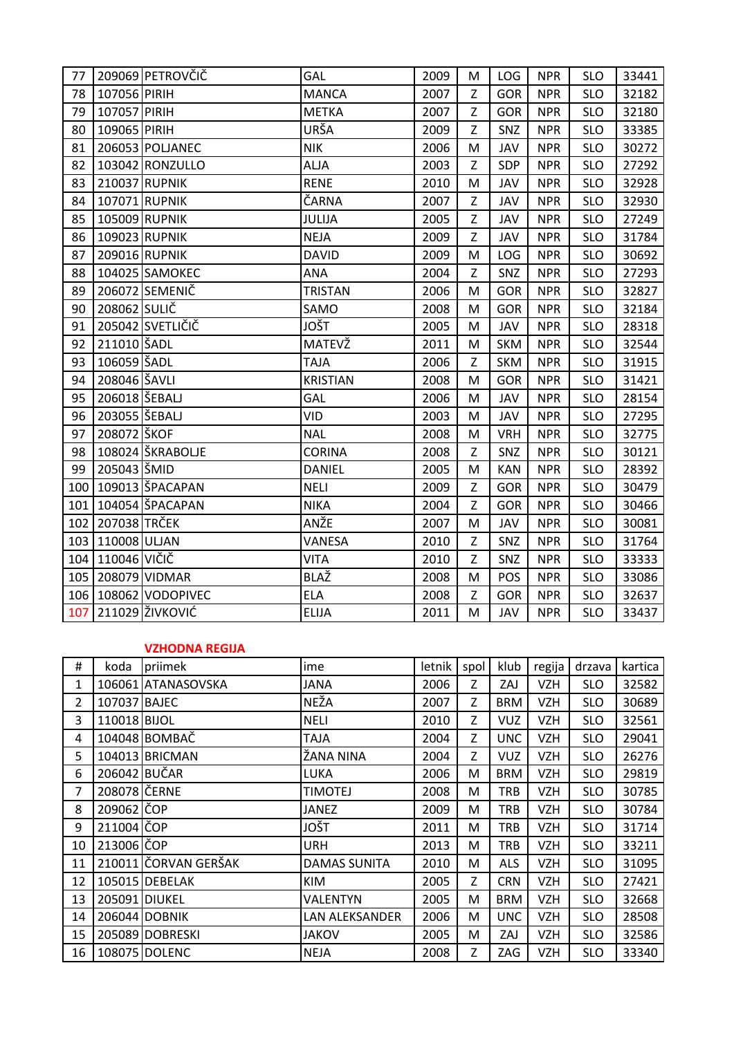| 77 | 209069 | PETROVČIČ | GAL | 2009 | M | LOG | NPR | SLO | 33441 |
|---|---|---|---|---|---|---|---|---|---|
| 78 | 107056 | PIRIH | MANCA | 2007 | Z | GOR | NPR | SLO | 32182 |
| 79 | 107057 | PIRIH | METKA | 2007 | Z | GOR | NPR | SLO | 32180 |
| 80 | 109065 | PIRIH | URŠA | 2009 | Z | SNZ | NPR | SLO | 33385 |
| 81 | 206053 | POLJANEC | NIK | 2006 | M | JAV | NPR | SLO | 30272 |
| 82 | 103042 | RONZULLO | ALJA | 2003 | Z | SDP | NPR | SLO | 27292 |
| 83 | 210037 | RUPNIK | RENE | 2010 | M | JAV | NPR | SLO | 32928 |
| 84 | 107071 | RUPNIK | ČARNA | 2007 | Z | JAV | NPR | SLO | 32930 |
| 85 | 105009 | RUPNIK | JULIJA | 2005 | Z | JAV | NPR | SLO | 27249 |
| 86 | 109023 | RUPNIK | NEJA | 2009 | Z | JAV | NPR | SLO | 31784 |
| 87 | 209016 | RUPNIK | DAVID | 2009 | M | LOG | NPR | SLO | 30692 |
| 88 | 104025 | SAMOKEC | ANA | 2004 | Z | SNZ | NPR | SLO | 27293 |
| 89 | 206072 | SEMENIČ | TRISTAN | 2006 | M | GOR | NPR | SLO | 32827 |
| 90 | 208062 | SULIČ | SAMO | 2008 | M | GOR | NPR | SLO | 32184 |
| 91 | 205042 | SVETLIČIČ | JOŠT | 2005 | M | JAV | NPR | SLO | 28318 |
| 92 | 211010 | ŠADL | MATEVŽ | 2011 | M | SKM | NPR | SLO | 32544 |
| 93 | 106059 | ŠADL | TAJA | 2006 | Z | SKM | NPR | SLO | 31915 |
| 94 | 208046 | ŠAVLI | KRISTIAN | 2008 | M | GOR | NPR | SLO | 31421 |
| 95 | 206018 | ŠEBALJ | GAL | 2006 | M | JAV | NPR | SLO | 28154 |
| 96 | 203055 | ŠEBALJ | VID | 2003 | M | JAV | NPR | SLO | 27295 |
| 97 | 208072 | ŠKOF | NAL | 2008 | M | VRH | NPR | SLO | 32775 |
| 98 | 108024 | ŠKRABOLJE | CORINA | 2008 | Z | SNZ | NPR | SLO | 30121 |
| 99 | 205043 | ŠMID | DANIEL | 2005 | M | KAN | NPR | SLO | 28392 |
| 100 | 109013 | ŠPACAPAN | NELI | 2009 | Z | GOR | NPR | SLO | 30479 |
| 101 | 104054 | ŠPACAPAN | NIKA | 2004 | Z | GOR | NPR | SLO | 30466 |
| 102 | 207038 | TRČEK | ANŽE | 2007 | M | JAV | NPR | SLO | 30081 |
| 103 | 110008 | ULJAN | VANESA | 2010 | Z | SNZ | NPR | SLO | 31764 |
| 104 | 110046 | VIČIČ | VITA | 2010 | Z | SNZ | NPR | SLO | 33333 |
| 105 | 208079 | VIDMAR | BLAŽ | 2008 | M | POS | NPR | SLO | 33086 |
| 106 | 108062 | VODOPIVEC | ELA | 2008 | Z | GOR | NPR | SLO | 32637 |
| 107 | 211029 | ŽIVKOVIĆ | ELIJA | 2011 | M | JAV | NPR | SLO | 33437 |

**VZHODNA REGIJA**

| # | koda | priimek | ime | letnik | spol | klub | regija | drzava | kartica |
|---|---|---|---|---|---|---|---|---|---|
| 1 | 106061 | ATANASOVSKA | JANA | 2006 | Z | ZAJ | VZH | SLO | 32582 |
| 2 | 107037 | BAJEC | NEŽA | 2007 | Z | BRM | VZH | SLO | 30689 |
| 3 | 110018 | BIJOL | NELI | 2010 | Z | VUZ | VZH | SLO | 32561 |
| 4 | 104048 | BOMBAČ | TAJA | 2004 | Z | UNC | VZH | SLO | 29041 |
| 5 | 104013 | BRICMAN | ŽANA NINA | 2004 | Z | VUZ | VZH | SLO | 26276 |
| 6 | 206042 | BUČAR | LUKA | 2006 | M | BRM | VZH | SLO | 29819 |
| 7 | 208078 | ČERNE | TIMOTEJ | 2008 | M | TRB | VZH | SLO | 30785 |
| 8 | 209062 | ČOP | JANEZ | 2009 | M | TRB | VZH | SLO | 30784 |
| 9 | 211004 | ČOP | JOŠT | 2011 | M | TRB | VZH | SLO | 31714 |
| 10 | 213006 | ČOP | URH | 2013 | M | TRB | VZH | SLO | 33211 |
| 11 | 210011 | ČORVAN GERŠAK | DAMAS SUNITA | 2010 | M | ALS | VZH | SLO | 31095 |
| 12 | 105015 | DEBELAK | KIM | 2005 | Z | CRN | VZH | SLO | 27421 |
| 13 | 205091 | DIUKEL | VALENTYN | 2005 | M | BRM | VZH | SLO | 32668 |
| 14 | 206044 | DOBNIK | LAN ALEKSANDER | 2006 | M | UNC | VZH | SLO | 28508 |
| 15 | 205089 | DOBRESKI | JAKOV | 2005 | M | ZAJ | VZH | SLO | 32586 |
| 16 | 108075 | DOLENC | NEJA | 2008 | Z | ZAG | VZH | SLO | 33340 |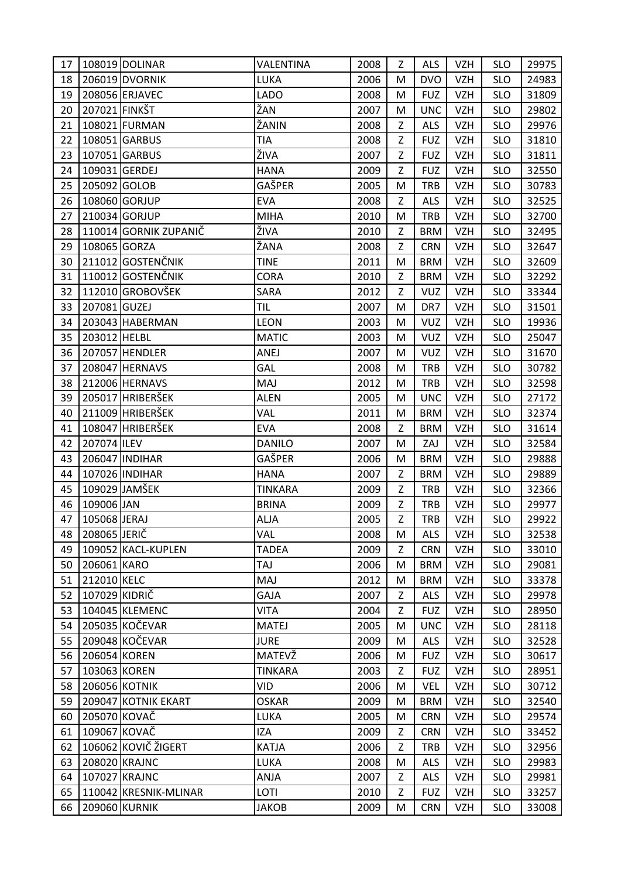| 17 | 108019 | DOLINAR | VALENTINA | 2008 | Z | ALS | VZH | SLO | 29975 |
|---|---|---|---|---|---|---|---|---|---|
| 18 | 206019 | DVORNIK | LUKA | 2006 | M | DVO | VZH | SLO | 24983 |
| 19 | 208056 | ERJAVEC | LADO | 2008 | M | FUZ | VZH | SLO | 31809 |
| 20 | 207021 | FINKŠT | ŽAN | 2007 | M | UNC | VZH | SLO | 29802 |
| 21 | 108021 | FURMAN | ŽANIN | 2008 | Z | ALS | VZH | SLO | 29976 |
| 22 | 108051 | GARBUS | TIA | 2008 | Z | FUZ | VZH | SLO | 31810 |
| 23 | 107051 | GARBUS | ŽIVA | 2007 | Z | FUZ | VZH | SLO | 31811 |
| 24 | 109031 | GERDEJ | HANA | 2009 | Z | FUZ | VZH | SLO | 32550 |
| 25 | 205092 | GOLOB | GAŠPER | 2005 | M | TRB | VZH | SLO | 30783 |
| 26 | 108060 | GORJUP | EVA | 2008 | Z | ALS | VZH | SLO | 32525 |
| 27 | 210034 | GORJUP | MIHA | 2010 | M | TRB | VZH | SLO | 32700 |
| 28 | 110014 | GORNIK ZUPANIČ | ŽIVA | 2010 | Z | BRM | VZH | SLO | 32495 |
| 29 | 108065 | GORZA | ŽANA | 2008 | Z | CRN | VZH | SLO | 32647 |
| 30 | 211012 | GOSTENČNIK | TINE | 2011 | M | BRM | VZH | SLO | 32609 |
| 31 | 110012 | GOSTENČNIK | CORA | 2010 | Z | BRM | VZH | SLO | 32292 |
| 32 | 112010 | GROBOVŠEK | SARA | 2012 | Z | VUZ | VZH | SLO | 33344 |
| 33 | 207081 | GUZEJ | TIL | 2007 | M | DR7 | VZH | SLO | 31501 |
| 34 | 203043 | HABERMAN | LEON | 2003 | M | VUZ | VZH | SLO | 19936 |
| 35 | 203012 | HELBL | MATIC | 2003 | M | VUZ | VZH | SLO | 25047 |
| 36 | 207057 | HENDLER | ANEJ | 2007 | M | VUZ | VZH | SLO | 31670 |
| 37 | 208047 | HERNAVS | GAL | 2008 | M | TRB | VZH | SLO | 30782 |
| 38 | 212006 | HERNAVS | MAJ | 2012 | M | TRB | VZH | SLO | 32598 |
| 39 | 205017 | HRIBERŠEK | ALEN | 2005 | M | UNC | VZH | SLO | 27172 |
| 40 | 211009 | HRIBERŠEK | VAL | 2011 | M | BRM | VZH | SLO | 32374 |
| 41 | 108047 | HRIBERŠEK | EVA | 2008 | Z | BRM | VZH | SLO | 31614 |
| 42 | 207074 | ILEV | DANILO | 2007 | M | ZAJ | VZH | SLO | 32584 |
| 43 | 206047 | INDIHAR | GAŠPER | 2006 | M | BRM | VZH | SLO | 29888 |
| 44 | 107026 | INDIHAR | HANA | 2007 | Z | BRM | VZH | SLO | 29889 |
| 45 | 109029 | JAMŠEK | TINKARA | 2009 | Z | TRB | VZH | SLO | 32366 |
| 46 | 109006 | JAN | BRINA | 2009 | Z | TRB | VZH | SLO | 29977 |
| 47 | 105068 | JERAJ | ALJA | 2005 | Z | TRB | VZH | SLO | 29922 |
| 48 | 208065 | JERIČ | VAL | 2008 | M | ALS | VZH | SLO | 32538 |
| 49 | 109052 | KACL-KUPLEN | TADEA | 2009 | Z | CRN | VZH | SLO | 33010 |
| 50 | 206061 | KARO | TAJ | 2006 | M | BRM | VZH | SLO | 29081 |
| 51 | 212010 | KELC | MAJ | 2012 | M | BRM | VZH | SLO | 33378 |
| 52 | 107029 | KIDRIČ | GAJA | 2007 | Z | ALS | VZH | SLO | 29978 |
| 53 | 104045 | KLEMENC | VITA | 2004 | Z | FUZ | VZH | SLO | 28950 |
| 54 | 205035 | KOČEVAR | MATEJ | 2005 | M | UNC | VZH | SLO | 28118 |
| 55 | 209048 | KOČEVAR | JURE | 2009 | M | ALS | VZH | SLO | 32528 |
| 56 | 206054 | KOREN | MATEVŽ | 2006 | M | FUZ | VZH | SLO | 30617 |
| 57 | 103063 | KOREN | TINKARA | 2003 | Z | FUZ | VZH | SLO | 28951 |
| 58 | 206056 | KOTNIK | VID | 2006 | M | VEL | VZH | SLO | 30712 |
| 59 | 209047 | KOTNIK EKART | OSKAR | 2009 | M | BRM | VZH | SLO | 32540 |
| 60 | 205070 | KOVAČ | LUKA | 2005 | M | CRN | VZH | SLO | 29574 |
| 61 | 109067 | KOVAČ | IZA | 2009 | Z | CRN | VZH | SLO | 33452 |
| 62 | 106062 | KOVIČ ŽIGERT | KATJA | 2006 | Z | TRB | VZH | SLO | 32956 |
| 63 | 208020 | KRAJNC | LUKA | 2008 | M | ALS | VZH | SLO | 29983 |
| 64 | 107027 | KRAJNC | ANJA | 2007 | Z | ALS | VZH | SLO | 29981 |
| 65 | 110042 | KRESNIK-MLINAR | LOTI | 2010 | Z | FUZ | VZH | SLO | 33257 |
| 66 | 209060 | KURNIK | JAKOB | 2009 | M | CRN | VZH | SLO | 33008 |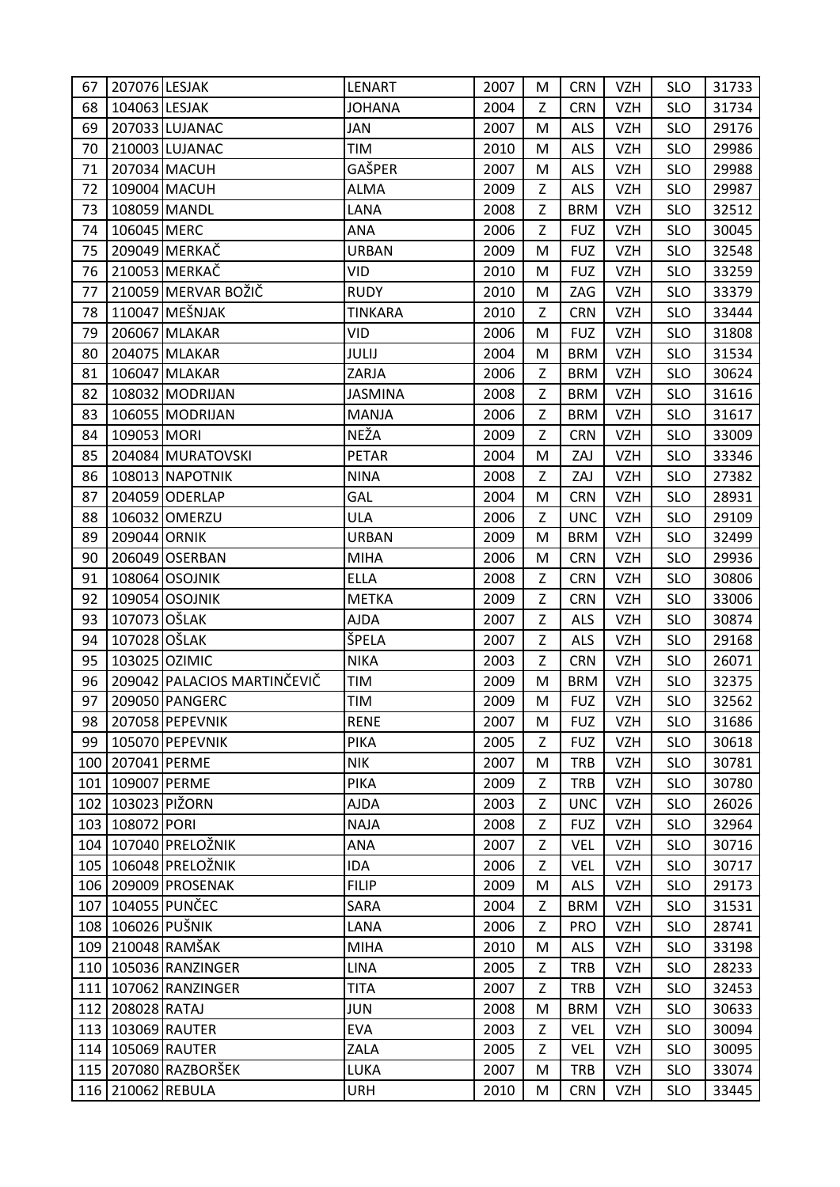| 67 | 207076 | LESJAK | LENART | 2007 | M | CRN | VZH | SLO | 31733 |
|---|---|---|---|---|---|---|---|---|---|
| 68 | 104063 | LESJAK | JOHANA | 2004 | Z | CRN | VZH | SLO | 31734 |
| 69 | 207033 | LUJANAC | JAN | 2007 | M | ALS | VZH | SLO | 29176 |
| 70 | 210003 | LUJANAC | TIM | 2010 | M | ALS | VZH | SLO | 29986 |
| 71 | 207034 | MACUH | GAŠPER | 2007 | M | ALS | VZH | SLO | 29988 |
| 72 | 109004 | MACUH | ALMA | 2009 | Z | ALS | VZH | SLO | 29987 |
| 73 | 108059 | MANDL | LANA | 2008 | Z | BRM | VZH | SLO | 32512 |
| 74 | 106045 | MERC | ANA | 2006 | Z | FUZ | VZH | SLO | 30045 |
| 75 | 209049 | MERKAČ | URBAN | 2009 | M | FUZ | VZH | SLO | 32548 |
| 76 | 210053 | MERKAČ | VID | 2010 | M | FUZ | VZH | SLO | 33259 |
| 77 | 210059 | MERVAR BOŽIČ | RUDY | 2010 | M | ZAG | VZH | SLO | 33379 |
| 78 | 110047 | MEŠNJAK | TINKARA | 2010 | Z | CRN | VZH | SLO | 33444 |
| 79 | 206067 | MLAKAR | VID | 2006 | M | FUZ | VZH | SLO | 31808 |
| 80 | 204075 | MLAKAR | JULIJ | 2004 | M | BRM | VZH | SLO | 31534 |
| 81 | 106047 | MLAKAR | ZARJA | 2006 | Z | BRM | VZH | SLO | 30624 |
| 82 | 108032 | MODRIJAN | JASMINA | 2008 | Z | BRM | VZH | SLO | 31616 |
| 83 | 106055 | MODRIJAN | MANJA | 2006 | Z | BRM | VZH | SLO | 31617 |
| 84 | 109053 | MORI | NEŽA | 2009 | Z | CRN | VZH | SLO | 33009 |
| 85 | 204084 | MURATOVSKI | PETAR | 2004 | M | ZAJ | VZH | SLO | 33346 |
| 86 | 108013 | NAPOTNIK | NINA | 2008 | Z | ZAJ | VZH | SLO | 27382 |
| 87 | 204059 | ODERLAP | GAL | 2004 | M | CRN | VZH | SLO | 28931 |
| 88 | 106032 | OMERZU | ULA | 2006 | Z | UNC | VZH | SLO | 29109 |
| 89 | 209044 | ORNIK | URBAN | 2009 | M | BRM | VZH | SLO | 32499 |
| 90 | 206049 | OSERBAN | MIHA | 2006 | M | CRN | VZH | SLO | 29936 |
| 91 | 108064 | OSOJNIK | ELLA | 2008 | Z | CRN | VZH | SLO | 30806 |
| 92 | 109054 | OSOJNIK | METKA | 2009 | Z | CRN | VZH | SLO | 33006 |
| 93 | 107073 | OŠLAK | AJDA | 2007 | Z | ALS | VZH | SLO | 30874 |
| 94 | 107028 | OŠLAK | ŠPELA | 2007 | Z | ALS | VZH | SLO | 29168 |
| 95 | 103025 | OZIMIC | NIKA | 2003 | Z | CRN | VZH | SLO | 26071 |
| 96 | 209042 | PALACIOS MARTINČEVIČ | TIM | 2009 | M | BRM | VZH | SLO | 32375 |
| 97 | 209050 | PANGERC | TIM | 2009 | M | FUZ | VZH | SLO | 32562 |
| 98 | 207058 | PEPEVNIK | RENE | 2007 | M | FUZ | VZH | SLO | 31686 |
| 99 | 105070 | PEPEVNIK | PIKA | 2005 | Z | FUZ | VZH | SLO | 30618 |
| 100 | 207041 | PERME | NIK | 2007 | M | TRB | VZH | SLO | 30781 |
| 101 | 109007 | PERME | PIKA | 2009 | Z | TRB | VZH | SLO | 30780 |
| 102 | 103023 | PIŽORN | AJDA | 2003 | Z | UNC | VZH | SLO | 26026 |
| 103 | 108072 | PORI | NAJA | 2008 | Z | FUZ | VZH | SLO | 32964 |
| 104 | 107040 | PRELOŽNIK | ANA | 2007 | Z | VEL | VZH | SLO | 30716 |
| 105 | 106048 | PRELOŽNIK | IDA | 2006 | Z | VEL | VZH | SLO | 30717 |
| 106 | 209009 | PROSENAK | FILIP | 2009 | M | ALS | VZH | SLO | 29173 |
| 107 | 104055 | PUNČEC | SARA | 2004 | Z | BRM | VZH | SLO | 31531 |
| 108 | 106026 | PUŠNIK | LANA | 2006 | Z | PRO | VZH | SLO | 28741 |
| 109 | 210048 | RAMŠAK | MIHA | 2010 | M | ALS | VZH | SLO | 33198 |
| 110 | 105036 | RANZINGER | LINA | 2005 | Z | TRB | VZH | SLO | 28233 |
| 111 | 107062 | RANZINGER | TITA | 2007 | Z | TRB | VZH | SLO | 32453 |
| 112 | 208028 | RATAJ | JUN | 2008 | M | BRM | VZH | SLO | 30633 |
| 113 | 103069 | RAUTER | EVA | 2003 | Z | VEL | VZH | SLO | 30094 |
| 114 | 105069 | RAUTER | ZALA | 2005 | Z | VEL | VZH | SLO | 30095 |
| 115 | 207080 | RAZBORŠEK | LUKA | 2007 | M | TRB | VZH | SLO | 33074 |
| 116 | 210062 | REBULA | URH | 2010 | M | CRN | VZH | SLO | 33445 |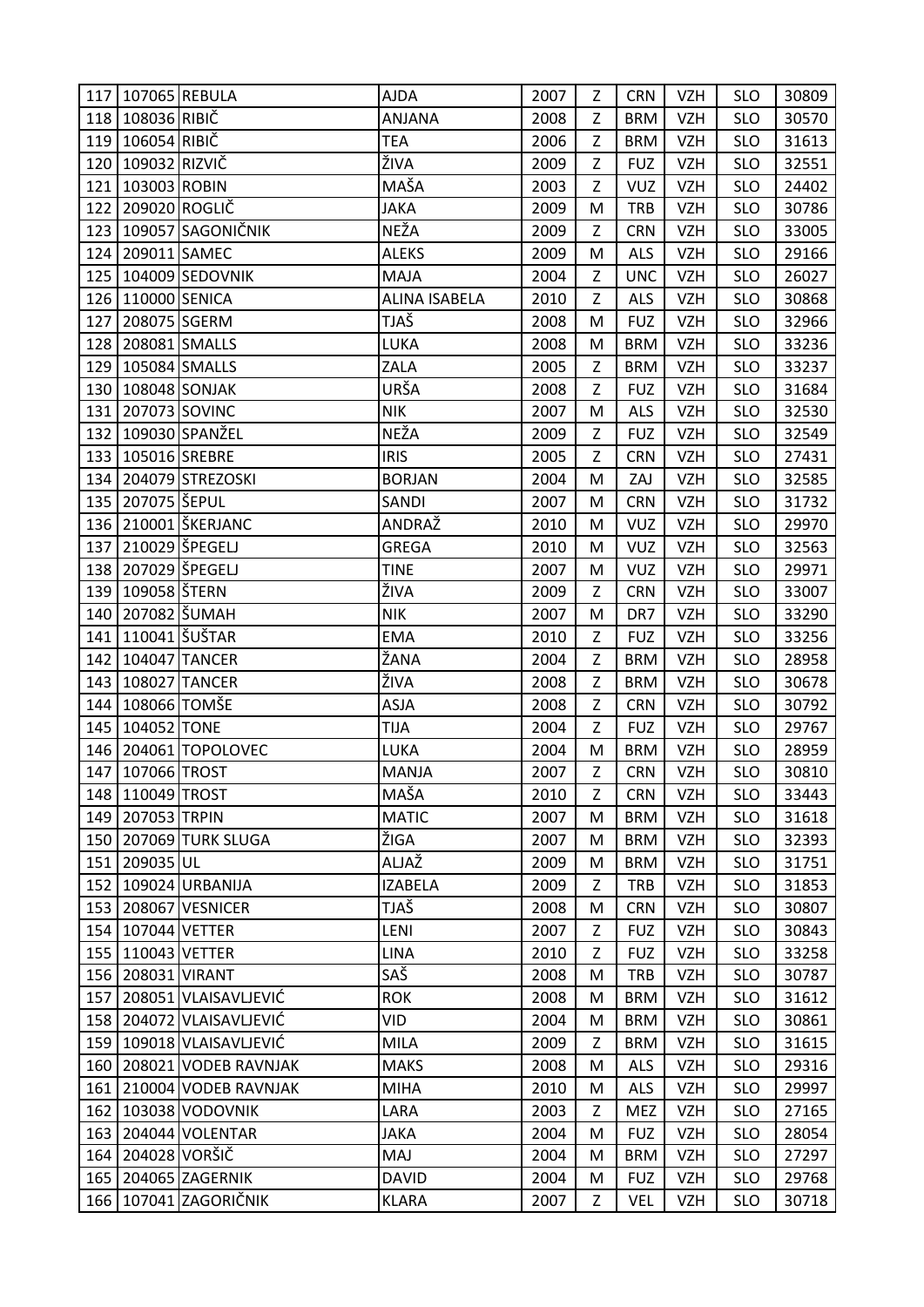| 117 | 107065 | REBULA | AJDA | 2007 | Z | CRN | VZH | SLO | 30809 |
|---|---|---|---|---|---|---|---|---|---|
| 118 | 108036 | RIBIČ | ANJANA | 2008 | Z | BRM | VZH | SLO | 30570 |
| 119 | 106054 | RIBIČ | TEA | 2006 | Z | BRM | VZH | SLO | 31613 |
| 120 | 109032 | RIZVIČ | ŽIVA | 2009 | Z | FUZ | VZH | SLO | 32551 |
| 121 | 103003 | ROBIN | MAŠA | 2003 | Z | VUZ | VZH | SLO | 24402 |
| 122 | 209020 | ROGLIČ | JAKA | 2009 | M | TRB | VZH | SLO | 30786 |
| 123 | 109057 | SAGONIČNIK | NEŽA | 2009 | Z | CRN | VZH | SLO | 33005 |
| 124 | 209011 | SAMEC | ALEKS | 2009 | M | ALS | VZH | SLO | 29166 |
| 125 | 104009 | SEDOVNIK | MAJA | 2004 | Z | UNC | VZH | SLO | 26027 |
| 126 | 110000 | SENICA | ALINA ISABELA | 2010 | Z | ALS | VZH | SLO | 30868 |
| 127 | 208075 | SGERM | TJAŠ | 2008 | M | FUZ | VZH | SLO | 32966 |
| 128 | 208081 | SMALLS | LUKA | 2008 | M | BRM | VZH | SLO | 33236 |
| 129 | 105084 | SMALLS | ZALA | 2005 | Z | BRM | VZH | SLO | 33237 |
| 130 | 108048 | SONJAK | URŠA | 2008 | Z | FUZ | VZH | SLO | 31684 |
| 131 | 207073 | SOVINC | NIK | 2007 | M | ALS | VZH | SLO | 32530 |
| 132 | 109030 | SPANŽEL | NEŽA | 2009 | Z | FUZ | VZH | SLO | 32549 |
| 133 | 105016 | SREBRE | IRIS | 2005 | Z | CRN | VZH | SLO | 27431 |
| 134 | 204079 | STREZOSKI | BORJAN | 2004 | M | ZAJ | VZH | SLO | 32585 |
| 135 | 207075 | ŠEPUL | SANDI | 2007 | M | CRN | VZH | SLO | 31732 |
| 136 | 210001 | ŠKERJANC | ANDRAŽ | 2010 | M | VUZ | VZH | SLO | 29970 |
| 137 | 210029 | ŠPEGELJ | GREGA | 2010 | M | VUZ | VZH | SLO | 32563 |
| 138 | 207029 | ŠPEGELJ | TINE | 2007 | M | VUZ | VZH | SLO | 29971 |
| 139 | 109058 | ŠTERN | ŽIVA | 2009 | Z | CRN | VZH | SLO | 33007 |
| 140 | 207082 | ŠUMAH | NIK | 2007 | M | DR7 | VZH | SLO | 33290 |
| 141 | 110041 | ŠUŠTAR | EMA | 2010 | Z | FUZ | VZH | SLO | 33256 |
| 142 | 104047 | TANCER | ŽANA | 2004 | Z | BRM | VZH | SLO | 28958 |
| 143 | 108027 | TANCER | ŽIVA | 2008 | Z | BRM | VZH | SLO | 30678 |
| 144 | 108066 | TOMŠE | ASJA | 2008 | Z | CRN | VZH | SLO | 30792 |
| 145 | 104052 | TONE | TIJA | 2004 | Z | FUZ | VZH | SLO | 29767 |
| 146 | 204061 | TOPOLOVEC | LUKA | 2004 | M | BRM | VZH | SLO | 28959 |
| 147 | 107066 | TROST | MANJA | 2007 | Z | CRN | VZH | SLO | 30810 |
| 148 | 110049 | TROST | MAŠA | 2010 | Z | CRN | VZH | SLO | 33443 |
| 149 | 207053 | TRPIN | MATIC | 2007 | M | BRM | VZH | SLO | 31618 |
| 150 | 207069 | TURK SLUGA | ŽIGA | 2007 | M | BRM | VZH | SLO | 32393 |
| 151 | 209035 | UL | ALJAŽ | 2009 | M | BRM | VZH | SLO | 31751 |
| 152 | 109024 | URBANIJA | IZABELA | 2009 | Z | TRB | VZH | SLO | 31853 |
| 153 | 208067 | VESNICER | TJAŠ | 2008 | M | CRN | VZH | SLO | 30807 |
| 154 | 107044 | VETTER | LENI | 2007 | Z | FUZ | VZH | SLO | 30843 |
| 155 | 110043 | VETTER | LINA | 2010 | Z | FUZ | VZH | SLO | 33258 |
| 156 | 208031 | VIRANT | SAŠ | 2008 | M | TRB | VZH | SLO | 30787 |
| 157 | 208051 | VLAISAVLJEVIĆ | ROK | 2008 | M | BRM | VZH | SLO | 31612 |
| 158 | 204072 | VLAISAVLJEVIĆ | VID | 2004 | M | BRM | VZH | SLO | 30861 |
| 159 | 109018 | VLAISAVLJEVIĆ | MILA | 2009 | Z | BRM | VZH | SLO | 31615 |
| 160 | 208021 | VODEB RAVNJAK | MAKS | 2008 | M | ALS | VZH | SLO | 29316 |
| 161 | 210004 | VODEB RAVNJAK | MIHA | 2010 | M | ALS | VZH | SLO | 29997 |
| 162 | 103038 | VODOVNIK | LARA | 2003 | Z | MEZ | VZH | SLO | 27165 |
| 163 | 204044 | VOLENTAR | JAKA | 2004 | M | FUZ | VZH | SLO | 28054 |
| 164 | 204028 | VORŠIČ | MAJ | 2004 | M | BRM | VZH | SLO | 27297 |
| 165 | 204065 | ZAGERNIK | DAVID | 2004 | M | FUZ | VZH | SLO | 29768 |
| 166 | 107041 | ZAGORIČNIK | KLARA | 2007 | Z | VEL | VZH | SLO | 30718 |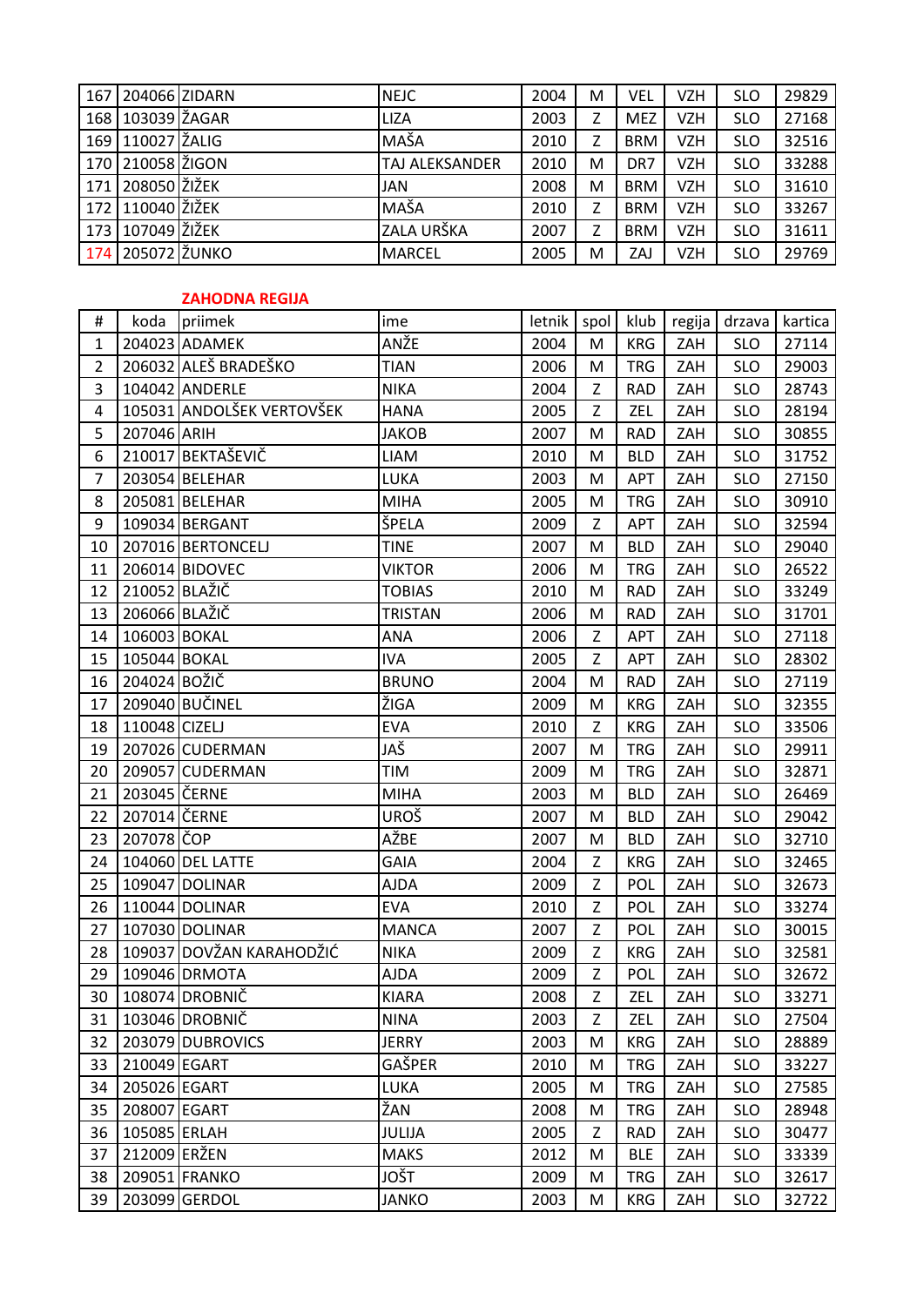| | | | | | | | | | |
|---|---|---|---|---|---|---|---|---|---|
| 167 | 204066 | ZIDARN | NEJC | 2004 | M | VEL | VZH | SLO | 29829 |
| 168 | 103039 | ŽAGAR | LIZA | 2003 | Z | MEZ | VZH | SLO | 27168 |
| 169 | 110027 | ŽALIG | MAŠA | 2010 | Z | BRM | VZH | SLO | 32516 |
| 170 | 210058 | ŽIGON | TAJ ALEKSANDER | 2010 | M | DR7 | VZH | SLO | 33288 |
| 171 | 208050 | ŽIŽEK | JAN | 2008 | M | BRM | VZH | SLO | 31610 |
| 172 | 110040 | ŽIŽEK | MAŠA | 2010 | Z | BRM | VZH | SLO | 33267 |
| 173 | 107049 | ŽIŽEK | ZALA URŠKA | 2007 | Z | BRM | VZH | SLO | 31611 |
| 174 | 205072 | ŽUNKO | MARCEL | 2005 | M | ZAJ | VZH | SLO | 29769 |

**ZAHODNA REGIJA**

| # | koda | priimek | ime | letnik | spol | klub | regija | drzava | kartica |
|---|---|---|---|---|---|---|---|---|---|
| 1 | 204023 | ADAMEK | ANŽE | 2004 | M | KRG | ZAH | SLO | 27114 |
| 2 | 206032 | ALEŠ BRADEŠKO | TIAN | 2006 | M | TRG | ZAH | SLO | 29003 |
| 3 | 104042 | ANDERLE | NIKA | 2004 | Z | RAD | ZAH | SLO | 28743 |
| 4 | 105031 | ANDOLŠEK VERTOVŠEK | HANA | 2005 | Z | ZEL | ZAH | SLO | 28194 |
| 5 | 207046 | ARIH | JAKOB | 2007 | M | RAD | ZAH | SLO | 30855 |
| 6 | 210017 | BEKTAŠEVIČ | LIAM | 2010 | M | BLD | ZAH | SLO | 31752 |
| 7 | 203054 | BELEHAR | LUKA | 2003 | M | APT | ZAH | SLO | 27150 |
| 8 | 205081 | BELEHAR | MIHA | 2005 | M | TRG | ZAH | SLO | 30910 |
| 9 | 109034 | BERGANT | ŠPELA | 2009 | Z | APT | ZAH | SLO | 32594 |
| 10 | 207016 | BERTONCELJ | TINE | 2007 | M | BLD | ZAH | SLO | 29040 |
| 11 | 206014 | BIDOVEC | VIKTOR | 2006 | M | TRG | ZAH | SLO | 26522 |
| 12 | 210052 | BLAŽIČ | TOBIAS | 2010 | M | RAD | ZAH | SLO | 33249 |
| 13 | 206066 | BLAŽIČ | TRISTAN | 2006 | M | RAD | ZAH | SLO | 31701 |
| 14 | 106003 | BOKAL | ANA | 2006 | Z | APT | ZAH | SLO | 27118 |
| 15 | 105044 | BOKAL | IVA | 2005 | Z | APT | ZAH | SLO | 28302 |
| 16 | 204024 | BOŽIČ | BRUNO | 2004 | M | RAD | ZAH | SLO | 27119 |
| 17 | 209040 | BUČINEL | ŽIGA | 2009 | M | KRG | ZAH | SLO | 32355 |
| 18 | 110048 | CIZELJ | EVA | 2010 | Z | KRG | ZAH | SLO | 33506 |
| 19 | 207026 | CUDERMAN | JAŠ | 2007 | M | TRG | ZAH | SLO | 29911 |
| 20 | 209057 | CUDERMAN | TIM | 2009 | M | TRG | ZAH | SLO | 32871 |
| 21 | 203045 | ČERNE | MIHA | 2003 | M | BLD | ZAH | SLO | 26469 |
| 22 | 207014 | ČERNE | UROŠ | 2007 | M | BLD | ZAH | SLO | 29042 |
| 23 | 207078 | ČOP | AŽBE | 2007 | M | BLD | ZAH | SLO | 32710 |
| 24 | 104060 | DEL LATTE | GAIA | 2004 | Z | KRG | ZAH | SLO | 32465 |
| 25 | 109047 | DOLINAR | AJDA | 2009 | Z | POL | ZAH | SLO | 32673 |
| 26 | 110044 | DOLINAR | EVA | 2010 | Z | POL | ZAH | SLO | 33274 |
| 27 | 107030 | DOLINAR | MANCA | 2007 | Z | POL | ZAH | SLO | 30015 |
| 28 | 109037 | DOVŽAN KARAHODŽIĆ | NIKA | 2009 | Z | KRG | ZAH | SLO | 32581 |
| 29 | 109046 | DRMOTA | AJDA | 2009 | Z | POL | ZAH | SLO | 32672 |
| 30 | 108074 | DROBNIČ | KIARA | 2008 | Z | ZEL | ZAH | SLO | 33271 |
| 31 | 103046 | DROBNIČ | NINA | 2003 | Z | ZEL | ZAH | SLO | 27504 |
| 32 | 203079 | DUBROVICS | JERRY | 2003 | M | KRG | ZAH | SLO | 28889 |
| 33 | 210049 | EGART | GAŠPER | 2010 | M | TRG | ZAH | SLO | 33227 |
| 34 | 205026 | EGART | LUKA | 2005 | M | TRG | ZAH | SLO | 27585 |
| 35 | 208007 | EGART | ŽAN | 2008 | M | TRG | ZAH | SLO | 28948 |
| 36 | 105085 | ERLAH | JULIJA | 2005 | Z | RAD | ZAH | SLO | 30477 |
| 37 | 212009 | ERŽEN | MAKS | 2012 | M | BLE | ZAH | SLO | 33339 |
| 38 | 209051 | FRANKO | JOŠT | 2009 | M | TRG | ZAH | SLO | 32617 |
| 39 | 203099 | GERDOL | JANKO | 2003 | M | KRG | ZAH | SLO | 32722 |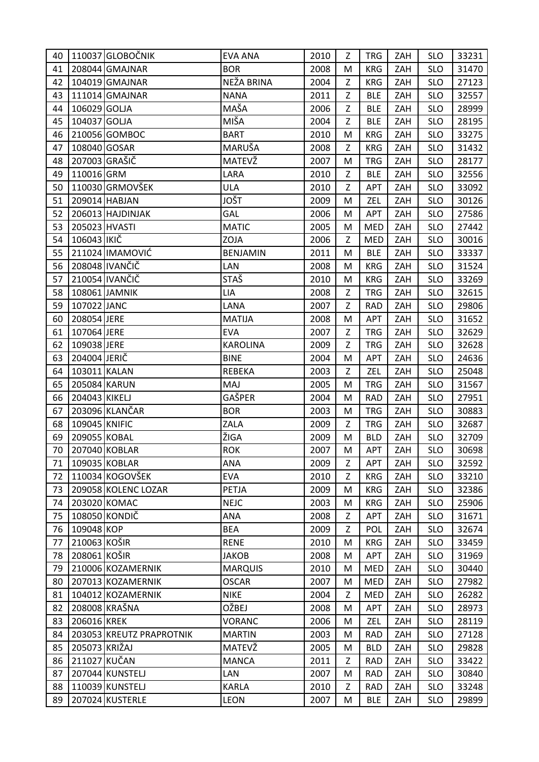| 40 | 110037 | GLOBOČNIK | EVA ANA | 2010 | Z | TRG | ZAH | SLO | 33231 |
|---|---|---|---|---|---|---|---|---|---|
| 41 | 208044 | GMAJNAR | BOR | 2008 | M | KRG | ZAH | SLO | 31470 |
| 42 | 104019 | GMAJNAR | NEŽA BRINA | 2004 | Z | KRG | ZAH | SLO | 27123 |
| 43 | 111014 | GMAJNAR | NANA | 2011 | Z | BLE | ZAH | SLO | 32557 |
| 44 | 106029 | GOLJA | MAŠA | 2006 | Z | BLE | ZAH | SLO | 28999 |
| 45 | 104037 | GOLJA | MIŠA | 2004 | Z | BLE | ZAH | SLO | 28195 |
| 46 | 210056 | GOMBOC | BART | 2010 | M | KRG | ZAH | SLO | 33275 |
| 47 | 108040 | GOSAR | MARUŠA | 2008 | Z | KRG | ZAH | SLO | 31432 |
| 48 | 207003 | GRAŠIČ | MATEVŽ | 2007 | M | TRG | ZAH | SLO | 28177 |
| 49 | 110016 | GRM | LARA | 2010 | Z | BLE | ZAH | SLO | 32556 |
| 50 | 110030 | GRMOVŠEK | ULA | 2010 | Z | APT | ZAH | SLO | 33092 |
| 51 | 209014 | HABJAN | JOŠT | 2009 | M | ZEL | ZAH | SLO | 30126 |
| 52 | 206013 | HAJDINJAK | GAL | 2006 | M | APT | ZAH | SLO | 27586 |
| 53 | 205023 | HVASTI | MATIC | 2005 | M | MED | ZAH | SLO | 27442 |
| 54 | 106043 | IKIČ | ZOJA | 2006 | Z | MED | ZAH | SLO | 30016 |
| 55 | 211024 | IMAMOVIĆ | BENJAMIN | 2011 | M | BLE | ZAH | SLO | 33337 |
| 56 | 208048 | IVANČIČ | LAN | 2008 | M | KRG | ZAH | SLO | 31524 |
| 57 | 210054 | IVANČIČ | STAŠ | 2010 | M | KRG | ZAH | SLO | 33269 |
| 58 | 108061 | JAMNIK | LIA | 2008 | Z | TRG | ZAH | SLO | 32615 |
| 59 | 107022 | JANC | LANA | 2007 | Z | RAD | ZAH | SLO | 29806 |
| 60 | 208054 | JERE | MATIJA | 2008 | M | APT | ZAH | SLO | 31652 |
| 61 | 107064 | JERE | EVA | 2007 | Z | TRG | ZAH | SLO | 32629 |
| 62 | 109038 | JERE | KAROLINA | 2009 | Z | TRG | ZAH | SLO | 32628 |
| 63 | 204004 | JERIČ | BINE | 2004 | M | APT | ZAH | SLO | 24636 |
| 64 | 103011 | KALAN | REBEKA | 2003 | Z | ZEL | ZAH | SLO | 25048 |
| 65 | 205084 | KARUN | MAJ | 2005 | M | TRG | ZAH | SLO | 31567 |
| 66 | 204043 | KIKELJ | GAŠPER | 2004 | M | RAD | ZAH | SLO | 27951 |
| 67 | 203096 | KLANČAR | BOR | 2003 | M | TRG | ZAH | SLO | 30883 |
| 68 | 109045 | KNIFIC | ZALA | 2009 | Z | TRG | ZAH | SLO | 32687 |
| 69 | 209055 | KOBAL | ŽIGA | 2009 | M | BLD | ZAH | SLO | 32709 |
| 70 | 207040 | KOBLAR | ROK | 2007 | M | APT | ZAH | SLO | 30698 |
| 71 | 109035 | KOBLAR | ANA | 2009 | Z | APT | ZAH | SLO | 32592 |
| 72 | 110034 | KOGOVŠEK | EVA | 2010 | Z | KRG | ZAH | SLO | 33210 |
| 73 | 209058 | KOLENC LOZAR | PETJA | 2009 | M | KRG | ZAH | SLO | 32386 |
| 74 | 203020 | KOMAC | NEJC | 2003 | M | KRG | ZAH | SLO | 25906 |
| 75 | 108050 | KONDIČ | ANA | 2008 | Z | APT | ZAH | SLO | 31671 |
| 76 | 109048 | KOP | BEA | 2009 | Z | POL | ZAH | SLO | 32674 |
| 77 | 210063 | KOŠIR | RENE | 2010 | M | KRG | ZAH | SLO | 33459 |
| 78 | 208061 | KOŠIR | JAKOB | 2008 | M | APT | ZAH | SLO | 31969 |
| 79 | 210006 | KOZAMERNIK | MARQUIS | 2010 | M | MED | ZAH | SLO | 30440 |
| 80 | 207013 | KOZAMERNIK | OSCAR | 2007 | M | MED | ZAH | SLO | 27982 |
| 81 | 104012 | KOZAMERNIK | NIKE | 2004 | Z | MED | ZAH | SLO | 26282 |
| 82 | 208008 | KRAŠNA | OŽBEJ | 2008 | M | APT | ZAH | SLO | 28973 |
| 83 | 206016 | KREK | VORANC | 2006 | M | ZEL | ZAH | SLO | 28119 |
| 84 | 203053 | KREUTZ PRAPROTNIK | MARTIN | 2003 | M | RAD | ZAH | SLO | 27128 |
| 85 | 205073 | KRIŽAJ | MATEVŽ | 2005 | M | BLD | ZAH | SLO | 29828 |
| 86 | 211027 | KUČAN | MANCA | 2011 | Z | RAD | ZAH | SLO | 33422 |
| 87 | 207044 | KUNSTELJ | LAN | 2007 | M | RAD | ZAH | SLO | 30840 |
| 88 | 110039 | KUNSTELJ | KARLA | 2010 | Z | RAD | ZAH | SLO | 33248 |
| 89 | 207024 | KUSTERLE | LEON | 2007 | M | BLE | ZAH | SLO | 29899 |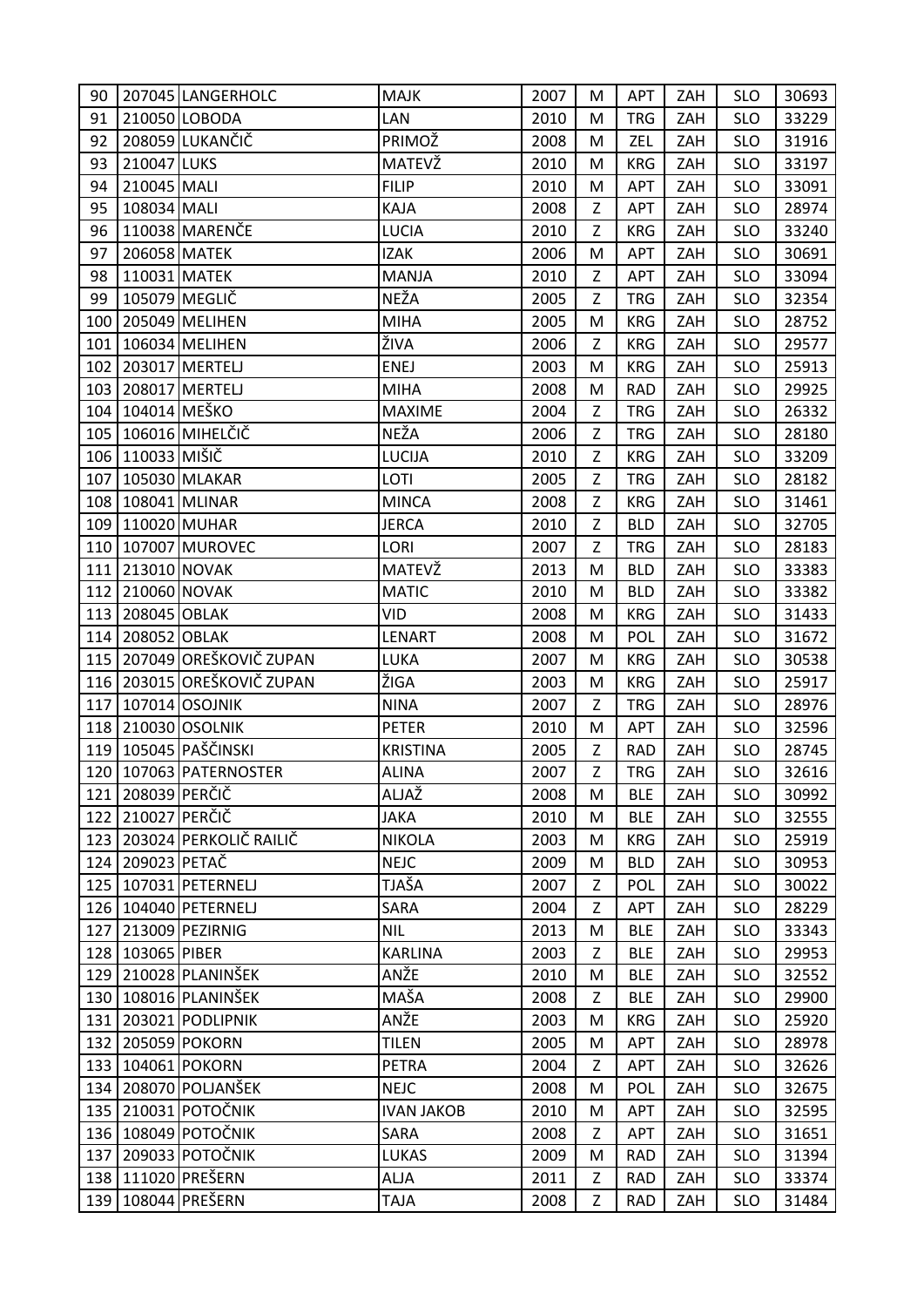| 90 | 207045 | LANGERHOLC | MAJK | 2007 | M | APT | ZAH | SLO | 30693 |
|---|---|---|---|---|---|---|---|---|---|
| 91 | 210050 | LOBODA | LAN | 2010 | M | TRG | ZAH | SLO | 33229 |
| 92 | 208059 | LUKANČIČ | PRIMOŽ | 2008 | M | ZEL | ZAH | SLO | 31916 |
| 93 | 210047 | LUKS | MATEVŽ | 2010 | M | KRG | ZAH | SLO | 33197 |
| 94 | 210045 | MALI | FILIP | 2010 | M | APT | ZAH | SLO | 33091 |
| 95 | 108034 | MALI | KAJA | 2008 | Z | APT | ZAH | SLO | 28974 |
| 96 | 110038 | MARENČE | LUCIA | 2010 | Z | KRG | ZAH | SLO | 33240 |
| 97 | 206058 | MATEK | IZAK | 2006 | M | APT | ZAH | SLO | 30691 |
| 98 | 110031 | MATEK | MANJA | 2010 | Z | APT | ZAH | SLO | 33094 |
| 99 | 105079 | MEGLIČ | NEŽA | 2005 | Z | TRG | ZAH | SLO | 32354 |
| 100 | 205049 | MELIHEN | MIHA | 2005 | M | KRG | ZAH | SLO | 28752 |
| 101 | 106034 | MELIHEN | ŽIVA | 2006 | Z | KRG | ZAH | SLO | 29577 |
| 102 | 203017 | MERTELJ | ENEJ | 2003 | M | KRG | ZAH | SLO | 25913 |
| 103 | 208017 | MERTELJ | MIHA | 2008 | M | RAD | ZAH | SLO | 29925 |
| 104 | 104014 | MEŠKO | MAXIME | 2004 | Z | TRG | ZAH | SLO | 26332 |
| 105 | 106016 | MIHELČIČ | NEŽA | 2006 | Z | TRG | ZAH | SLO | 28180 |
| 106 | 110033 | MIŠIČ | LUCIJA | 2010 | Z | KRG | ZAH | SLO | 33209 |
| 107 | 105030 | MLAKAR | LOTI | 2005 | Z | TRG | ZAH | SLO | 28182 |
| 108 | 108041 | MLINAR | MINCA | 2008 | Z | KRG | ZAH | SLO | 31461 |
| 109 | 110020 | MUHAR | JERCA | 2010 | Z | BLD | ZAH | SLO | 32705 |
| 110 | 107007 | MUROVEC | LORI | 2007 | Z | TRG | ZAH | SLO | 28183 |
| 111 | 213010 | NOVAK | MATEVŽ | 2013 | M | BLD | ZAH | SLO | 33383 |
| 112 | 210060 | NOVAK | MATIC | 2010 | M | BLD | ZAH | SLO | 33382 |
| 113 | 208045 | OBLAK | VID | 2008 | M | KRG | ZAH | SLO | 31433 |
| 114 | 208052 | OBLAK | LENART | 2008 | M | POL | ZAH | SLO | 31672 |
| 115 | 207049 | OREŠKOVIČ ZUPAN | LUKA | 2007 | M | KRG | ZAH | SLO | 30538 |
| 116 | 203015 | OREŠKOVIČ ZUPAN | ŽIGA | 2003 | M | KRG | ZAH | SLO | 25917 |
| 117 | 107014 | OSOJNIK | NINA | 2007 | Z | TRG | ZAH | SLO | 28976 |
| 118 | 210030 | OSOLNIK | PETER | 2010 | M | APT | ZAH | SLO | 32596 |
| 119 | 105045 | PAŠČINSKI | KRISTINA | 2005 | Z | RAD | ZAH | SLO | 28745 |
| 120 | 107063 | PATERNOSTER | ALINA | 2007 | Z | TRG | ZAH | SLO | 32616 |
| 121 | 208039 | PERČIČ | ALJAŽ | 2008 | M | BLE | ZAH | SLO | 30992 |
| 122 | 210027 | PERČIČ | JAKA | 2010 | M | BLE | ZAH | SLO | 32555 |
| 123 | 203024 | PERKOLIČ RAILIČ | NIKOLA | 2003 | M | KRG | ZAH | SLO | 25919 |
| 124 | 209023 | PETAČ | NEJC | 2009 | M | BLD | ZAH | SLO | 30953 |
| 125 | 107031 | PETERNELJ | TJAŠA | 2007 | Z | POL | ZAH | SLO | 30022 |
| 126 | 104040 | PETERNELJ | SARA | 2004 | Z | APT | ZAH | SLO | 28229 |
| 127 | 213009 | PEZIRNIG | NIL | 2013 | M | BLE | ZAH | SLO | 33343 |
| 128 | 103065 | PIBER | KARLINA | 2003 | Z | BLE | ZAH | SLO | 29953 |
| 129 | 210028 | PLANINŠEK | ANŽE | 2010 | M | BLE | ZAH | SLO | 32552 |
| 130 | 108016 | PLANINŠEK | MAŠA | 2008 | Z | BLE | ZAH | SLO | 29900 |
| 131 | 203021 | PODLIPNIK | ANŽE | 2003 | M | KRG | ZAH | SLO | 25920 |
| 132 | 205059 | POKORN | TILEN | 2005 | M | APT | ZAH | SLO | 28978 |
| 133 | 104061 | POKORN | PETRA | 2004 | Z | APT | ZAH | SLO | 32626 |
| 134 | 208070 | POLJANŠEK | NEJC | 2008 | M | POL | ZAH | SLO | 32675 |
| 135 | 210031 | POTOČNIK | IVAN JAKOB | 2010 | M | APT | ZAH | SLO | 32595 |
| 136 | 108049 | POTOČNIK | SARA | 2008 | Z | APT | ZAH | SLO | 31651 |
| 137 | 209033 | POTOČNIK | LUKAS | 2009 | M | RAD | ZAH | SLO | 31394 |
| 138 | 111020 | PREŠERN | ALJA | 2011 | Z | RAD | ZAH | SLO | 33374 |
| 139 | 108044 | PREŠERN | TAJA | 2008 | Z | RAD | ZAH | SLO | 31484 |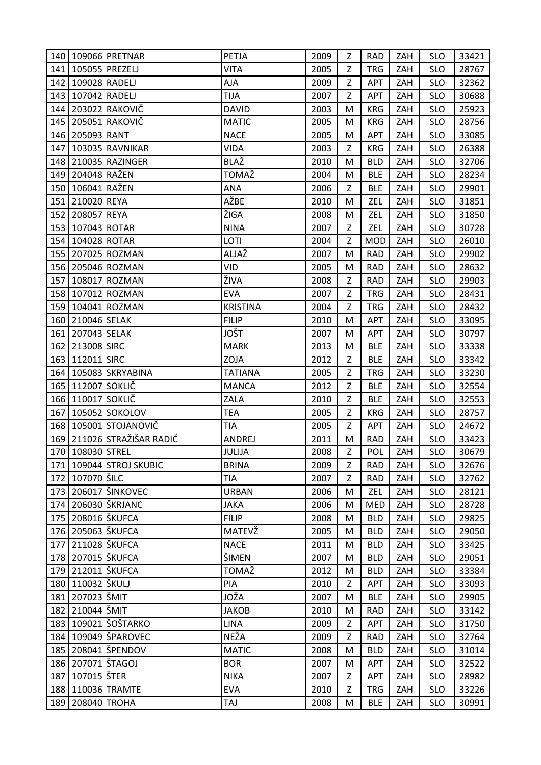| 140 | 109066 | PRETNAR | PETJA | 2009 | Z | RAD | ZAH | SLO | 33421 |
|---|---|---|---|---|---|---|---|---|---|
| 141 | 105055 | PREZELJ | VITA | 2005 | Z | TRG | ZAH | SLO | 28767 |
| 142 | 109028 | RADELJ | AJA | 2009 | Z | APT | ZAH | SLO | 32362 |
| 143 | 107042 | RADELJ | TIJA | 2007 | Z | APT | ZAH | SLO | 30688 |
| 144 | 203022 | RAKOVIČ | DAVID | 2003 | M | KRG | ZAH | SLO | 25923 |
| 145 | 205051 | RAKOVIČ | MATIC | 2005 | M | KRG | ZAH | SLO | 28756 |
| 146 | 205093 | RANT | NACE | 2005 | M | APT | ZAH | SLO | 33085 |
| 147 | 103035 | RAVNIKAR | VIDA | 2003 | Z | KRG | ZAH | SLO | 26388 |
| 148 | 210035 | RAZINGER | BLAŽ | 2010 | M | BLD | ZAH | SLO | 32706 |
| 149 | 204048 | RAŽEN | TOMAŽ | 2004 | M | BLE | ZAH | SLO | 28234 |
| 150 | 106041 | RAŽEN | ANA | 2006 | Z | BLE | ZAH | SLO | 29901 |
| 151 | 210020 | REYA | AŽBE | 2010 | M | ZEL | ZAH | SLO | 31851 |
| 152 | 208057 | REYA | ŽIGA | 2008 | M | ZEL | ZAH | SLO | 31850 |
| 153 | 107043 | ROTAR | NINA | 2007 | Z | ZEL | ZAH | SLO | 30728 |
| 154 | 104028 | ROTAR | LOTI | 2004 | Z | MOD | ZAH | SLO | 26010 |
| 155 | 207025 | ROZMAN | ALJAŽ | 2007 | M | RAD | ZAH | SLO | 29902 |
| 156 | 205046 | ROZMAN | VID | 2005 | M | RAD | ZAH | SLO | 28632 |
| 157 | 108017 | ROZMAN | ŽIVA | 2008 | Z | RAD | ZAH | SLO | 29903 |
| 158 | 107012 | ROZMAN | EVA | 2007 | Z | TRG | ZAH | SLO | 28431 |
| 159 | 104041 | ROZMAN | KRISTINA | 2004 | Z | TRG | ZAH | SLO | 28432 |
| 160 | 210046 | SELAK | FILIP | 2010 | M | APT | ZAH | SLO | 33095 |
| 161 | 207043 | SELAK | JOŠT | 2007 | M | APT | ZAH | SLO | 30797 |
| 162 | 213008 | SIRC | MARK | 2013 | M | BLE | ZAH | SLO | 33338 |
| 163 | 112011 | SIRC | ZOJA | 2012 | Z | BLE | ZAH | SLO | 33342 |
| 164 | 105083 | SKRYABINA | TATIANA | 2005 | Z | TRG | ZAH | SLO | 33230 |
| 165 | 112007 | SOKLIČ | MANCA | 2012 | Z | BLE | ZAH | SLO | 32554 |
| 166 | 110017 | SOKLIČ | ZALA | 2010 | Z | BLE | ZAH | SLO | 32553 |
| 167 | 105052 | SOKOLOV | TEA | 2005 | Z | KRG | ZAH | SLO | 28757 |
| 168 | 105001 | STOJANOVIČ | TIA | 2005 | Z | APT | ZAH | SLO | 24672 |
| 169 | 211026 | STRAŽIŠAR RADIĆ | ANDREJ | 2011 | M | RAD | ZAH | SLO | 33423 |
| 170 | 108030 | STREL | JULIJA | 2008 | Z | POL | ZAH | SLO | 30679 |
| 171 | 109044 | STROJ SKUBIC | BRINA | 2009 | Z | RAD | ZAH | SLO | 32676 |
| 172 | 107070 | ŠILC | TIA | 2007 | Z | RAD | ZAH | SLO | 32762 |
| 173 | 206017 | ŠINKOVEC | URBAN | 2006 | M | ZEL | ZAH | SLO | 28121 |
| 174 | 206030 | ŠKRJANC | JAKA | 2006 | M | MED | ZAH | SLO | 28728 |
| 175 | 208016 | ŠKUFCA | FILIP | 2008 | M | BLD | ZAH | SLO | 29825 |
| 176 | 205063 | ŠKUFCA | MATEVŽ | 2005 | M | BLD | ZAH | SLO | 29050 |
| 177 | 211028 | ŠKUFCA | NACE | 2011 | M | BLD | ZAH | SLO | 33425 |
| 178 | 207015 | ŠKUFCA | ŠIMEN | 2007 | M | BLD | ZAH | SLO | 29051 |
| 179 | 212011 | ŠKUFCA | TOMAŽ | 2012 | M | BLD | ZAH | SLO | 33384 |
| 180 | 110032 | ŠKULJ | PIA | 2010 | Z | APT | ZAH | SLO | 33093 |
| 181 | 207023 | ŠMIT | JOŽA | 2007 | M | BLE | ZAH | SLO | 29905 |
| 182 | 210044 | ŠMIT | JAKOB | 2010 | M | RAD | ZAH | SLO | 33142 |
| 183 | 109021 | ŠOŠTARKO | LINA | 2009 | Z | APT | ZAH | SLO | 31750 |
| 184 | 109049 | ŠPAROVEC | NEŽA | 2009 | Z | RAD | ZAH | SLO | 32764 |
| 185 | 208041 | ŠPENDOV | MATIC | 2008 | M | BLD | ZAH | SLO | 31014 |
| 186 | 207071 | ŠTAGOJ | BOR | 2007 | M | APT | ZAH | SLO | 32522 |
| 187 | 107015 | ŠTER | NIKA | 2007 | Z | APT | ZAH | SLO | 28982 |
| 188 | 110036 | TRAMTE | EVA | 2010 | Z | TRG | ZAH | SLO | 33226 |
| 189 | 208040 | TROHA | TAJ | 2008 | M | BLE | ZAH | SLO | 30991 |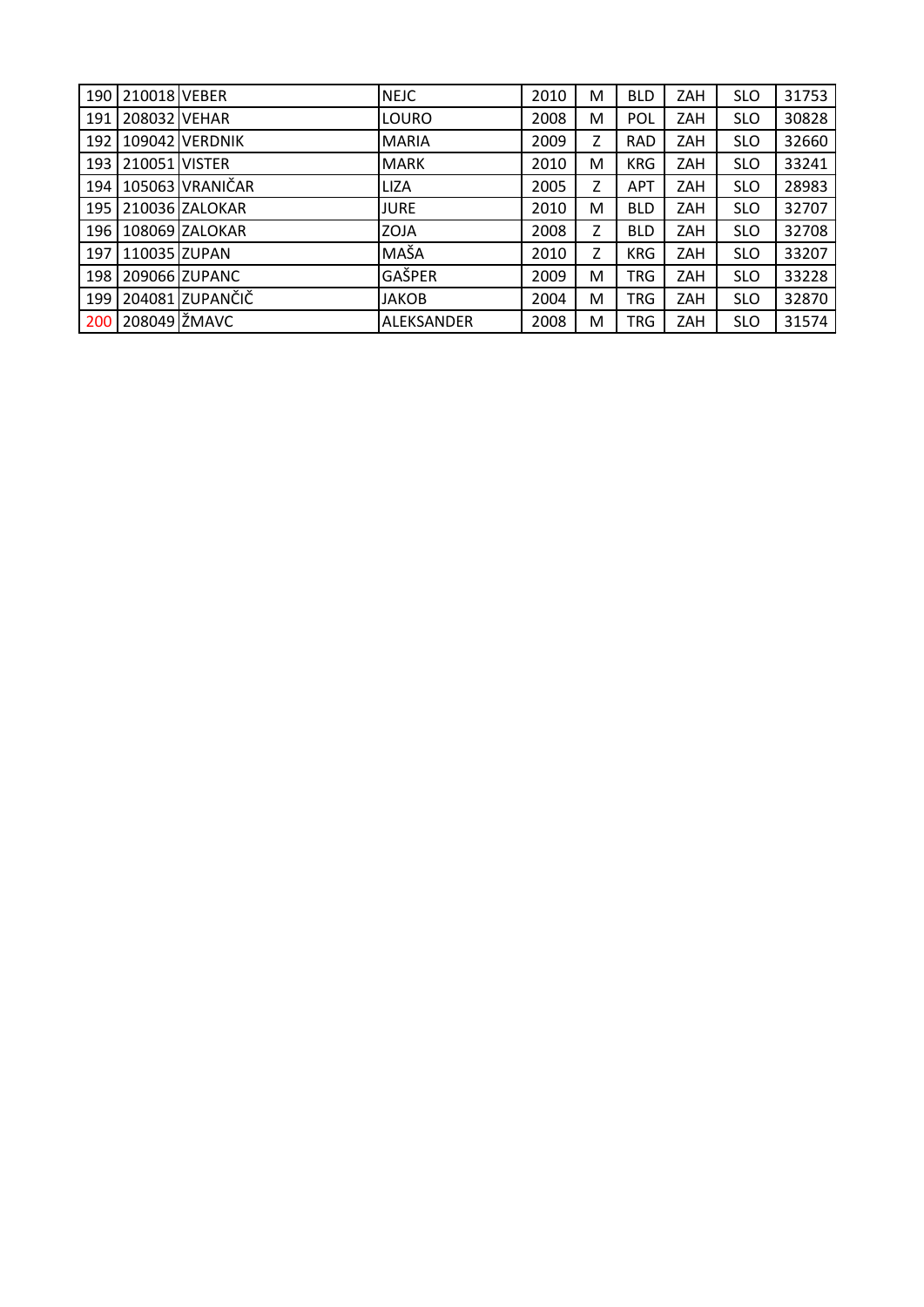| | | | | | | | | | |
|---|---|---|---|---|---|---|---|---|---|
| 190 | 210018 | VEBER | NEJC | 2010 | M | BLD | ZAH | SLO | 31753 |
| 191 | 208032 | VEHAR | LOURO | 2008 | M | POL | ZAH | SLO | 30828 |
| 192 | 109042 | VERDNIK | MARIA | 2009 | Z | RAD | ZAH | SLO | 32660 |
| 193 | 210051 | VISTER | MARK | 2010 | M | KRG | ZAH | SLO | 33241 |
| 194 | 105063 | VRANIČAR | LIZA | 2005 | Z | APT | ZAH | SLO | 28983 |
| 195 | 210036 | ZALOKAR | JURE | 2010 | M | BLD | ZAH | SLO | 32707 |
| 196 | 108069 | ZALOKAR | ZOJA | 2008 | Z | BLD | ZAH | SLO | 32708 |
| 197 | 110035 | ZUPAN | MAŠA | 2010 | Z | KRG | ZAH | SLO | 33207 |
| 198 | 209066 | ZUPANC | GAŠPER | 2009 | M | TRG | ZAH | SLO | 33228 |
| 199 | 204081 | ZUPANČIČ | JAKOB | 2004 | M | TRG | ZAH | SLO | 32870 |
| 200 | 208049 | ŽMAVC | ALEKSANDER | 2008 | M | TRG | ZAH | SLO | 31574 |